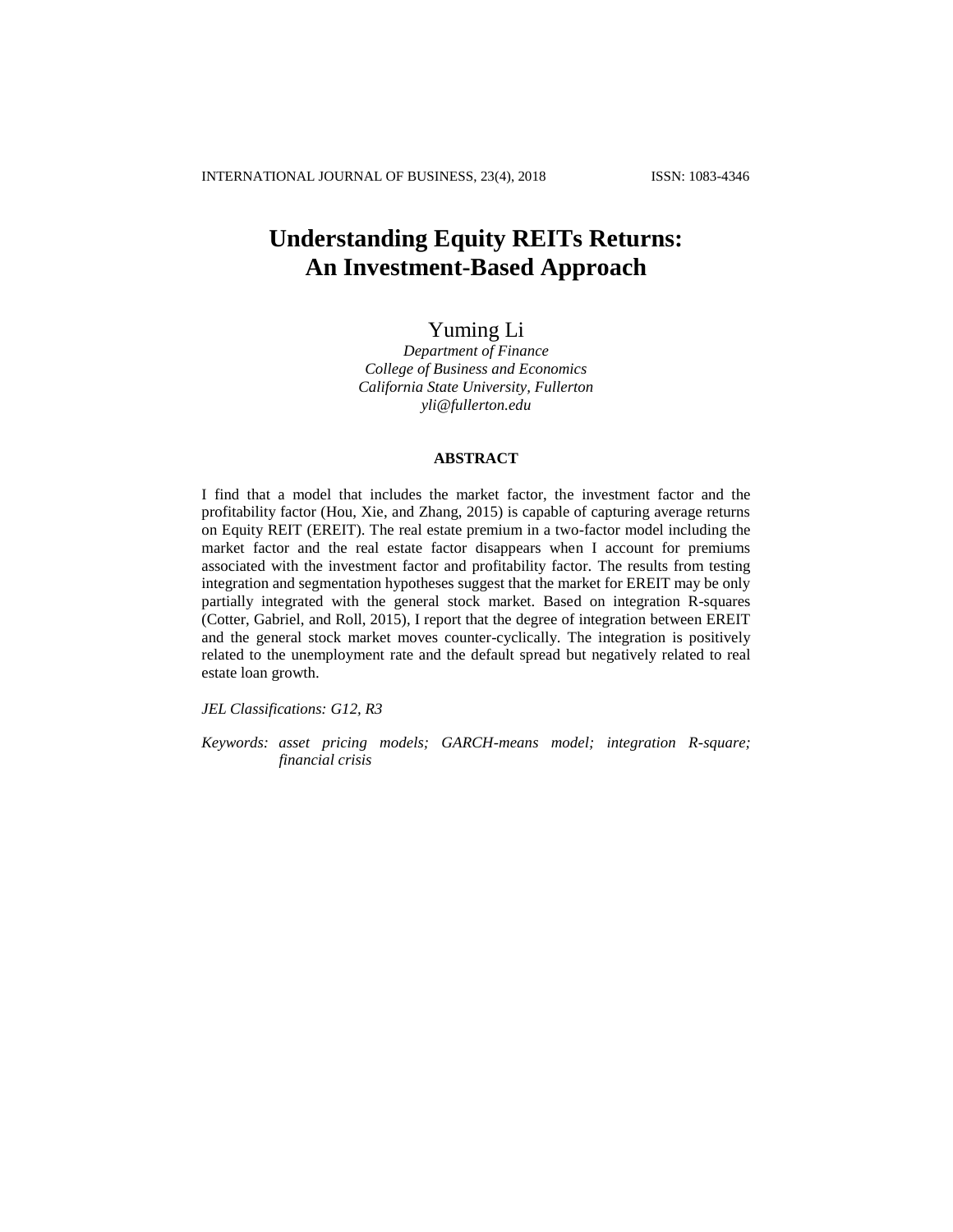# Understanding Equity REITs Returns: An Investment-Based Approach

Yuming Li

*Department of Finance*
*College of Business and Economics*
*California State University, Fullerton*
*yli@fullerton.edu*

## ABSTRACT

I find that a model that includes the market factor, the investment factor and the profitability factor (Hou, Xie, and Zhang, 2015) is capable of capturing average returns on Equity REIT (EREIT). The real estate premium in a two-factor model including the market factor and the real estate factor disappears when I account for premiums associated with the investment factor and profitability factor. The results from testing integration and segmentation hypotheses suggest that the market for EREIT may be only partially integrated with the general stock market. Based on integration R-squares (Cotter, Gabriel, and Roll, 2015), I report that the degree of integration between EREIT and the general stock market moves counter-cyclically. The integration is positively related to the unemployment rate and the default spread but negatively related to real estate loan growth.

*JEL Classifications: G12, R3*

*Keywords: asset pricing models; GARCH-means model; integration R-square; financial crisis*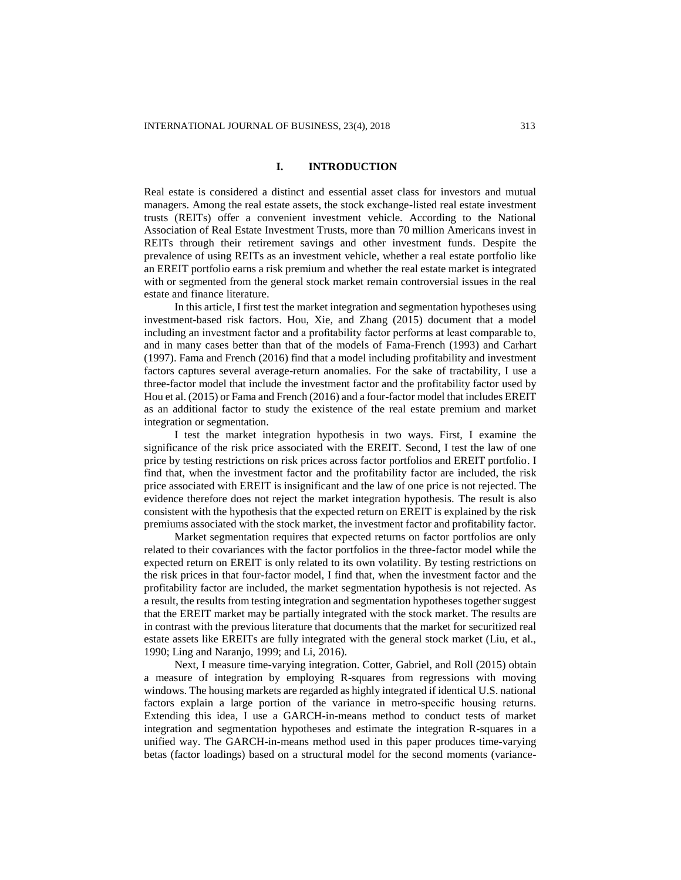## I. INTRODUCTION

Real estate is considered a distinct and essential asset class for investors and mutual managers. Among the real estate assets, the stock exchange-listed real estate investment trusts (REITs) offer a convenient investment vehicle. According to the National Association of Real Estate Investment Trusts, more than 70 million Americans invest in REITs through their retirement savings and other investment funds. Despite the prevalence of using REITs as an investment vehicle, whether a real estate portfolio like an EREIT portfolio earns a risk premium and whether the real estate market is integrated with or segmented from the general stock market remain controversial issues in the real estate and finance literature.

In this article, I first test the market integration and segmentation hypotheses using investment-based risk factors. Hou, Xie, and Zhang (2015) document that a model including an investment factor and a profitability factor performs at least comparable to, and in many cases better than that of the models of Fama-French (1993) and Carhart (1997). Fama and French (2016) find that a model including profitability and investment factors captures several average-return anomalies. For the sake of tractability, I use a three-factor model that include the investment factor and the profitability factor used by Hou et al. (2015) or Fama and French (2016) and a four-factor model that includes EREIT as an additional factor to study the existence of the real estate premium and market integration or segmentation.

I test the market integration hypothesis in two ways. First, I examine the significance of the risk price associated with the EREIT. Second, I test the law of one price by testing restrictions on risk prices across factor portfolios and EREIT portfolio. I find that, when the investment factor and the profitability factor are included, the risk price associated with EREIT is insignificant and the law of one price is not rejected. The evidence therefore does not reject the market integration hypothesis. The result is also consistent with the hypothesis that the expected return on EREIT is explained by the risk premiums associated with the stock market, the investment factor and profitability factor.

Market segmentation requires that expected returns on factor portfolios are only related to their covariances with the factor portfolios in the three-factor model while the expected return on EREIT is only related to its own volatility. By testing restrictions on the risk prices in that four-factor model, I find that, when the investment factor and the profitability factor are included, the market segmentation hypothesis is not rejected. As a result, the results from testing integration and segmentation hypotheses together suggest that the EREIT market may be partially integrated with the stock market. The results are in contrast with the previous literature that documents that the market for securitized real estate assets like EREITs are fully integrated with the general stock market (Liu, et al., 1990; Ling and Naranjo, 1999; and Li, 2016).

Next, I measure time-varying integration. Cotter, Gabriel, and Roll (2015) obtain a measure of integration by employing R-squares from regressions with moving windows. The housing markets are regarded as highly integrated if identical U.S. national factors explain a large portion of the variance in metro-specific housing returns. Extending this idea, I use a GARCH-in-means method to conduct tests of market integration and segmentation hypotheses and estimate the integration R-squares in a unified way. The GARCH-in-means method used in this paper produces time-varying betas (factor loadings) based on a structural model for the second moments (variance-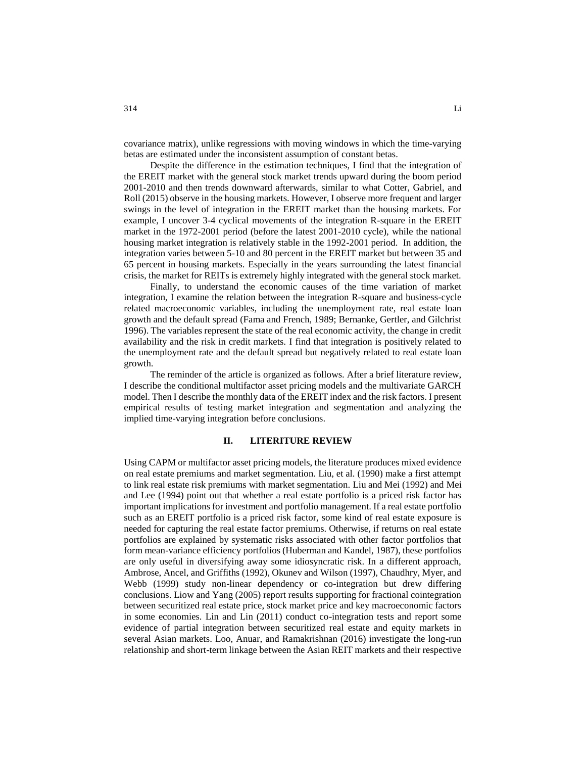covariance matrix), unlike regressions with moving windows in which the time-varying betas are estimated under the inconsistent assumption of constant betas.

Despite the difference in the estimation techniques, I find that the integration of the EREIT market with the general stock market trends upward during the boom period 2001-2010 and then trends downward afterwards, similar to what Cotter, Gabriel, and Roll (2015) observe in the housing markets. However, I observe more frequent and larger swings in the level of integration in the EREIT market than the housing markets. For example, I uncover 3-4 cyclical movements of the integration R-square in the EREIT market in the 1972-2001 period (before the latest 2001-2010 cycle), while the national housing market integration is relatively stable in the 1992-2001 period. In addition, the integration varies between 5-10 and 80 percent in the EREIT market but between 35 and 65 percent in housing markets. Especially in the years surrounding the latest financial crisis, the market for REITs is extremely highly integrated with the general stock market.

Finally, to understand the economic causes of the time variation of market integration, I examine the relation between the integration R-square and business-cycle related macroeconomic variables, including the unemployment rate, real estate loan growth and the default spread (Fama and French, 1989; Bernanke, Gertler, and Gilchrist 1996). The variables represent the state of the real economic activity, the change in credit availability and the risk in credit markets. I find that integration is positively related to the unemployment rate and the default spread but negatively related to real estate loan growth.

The reminder of the article is organized as follows. After a brief literature review, I describe the conditional multifactor asset pricing models and the multivariate GARCH model. Then I describe the monthly data of the EREIT index and the risk factors. I present empirical results of testing market integration and segmentation and analyzing the implied time-varying integration before conclusions.

## II. LITERITURE REVIEW

Using CAPM or multifactor asset pricing models, the literature produces mixed evidence on real estate premiums and market segmentation. Liu, et al. (1990) make a first attempt to link real estate risk premiums with market segmentation. Liu and Mei (1992) and Mei and Lee (1994) point out that whether a real estate portfolio is a priced risk factor has important implications for investment and portfolio management. If a real estate portfolio such as an EREIT portfolio is a priced risk factor, some kind of real estate exposure is needed for capturing the real estate factor premiums. Otherwise, if returns on real estate portfolios are explained by systematic risks associated with other factor portfolios that form mean-variance efficiency portfolios (Huberman and Kandel, 1987), these portfolios are only useful in diversifying away some idiosyncratic risk. In a different approach, Ambrose, Ancel, and Griffiths (1992), Okunev and Wilson (1997), Chaudhry, Myer, and Webb (1999) study non-linear dependency or co-integration but drew differing conclusions. Liow and Yang (2005) report results supporting for fractional cointegration between securitized real estate price, stock market price and key macroeconomic factors in some economies. Lin and Lin (2011) conduct co-integration tests and report some evidence of partial integration between securitized real estate and equity markets in several Asian markets. Loo, Anuar, and Ramakrishnan (2016) investigate the long-run relationship and short-term linkage between the Asian REIT markets and their respective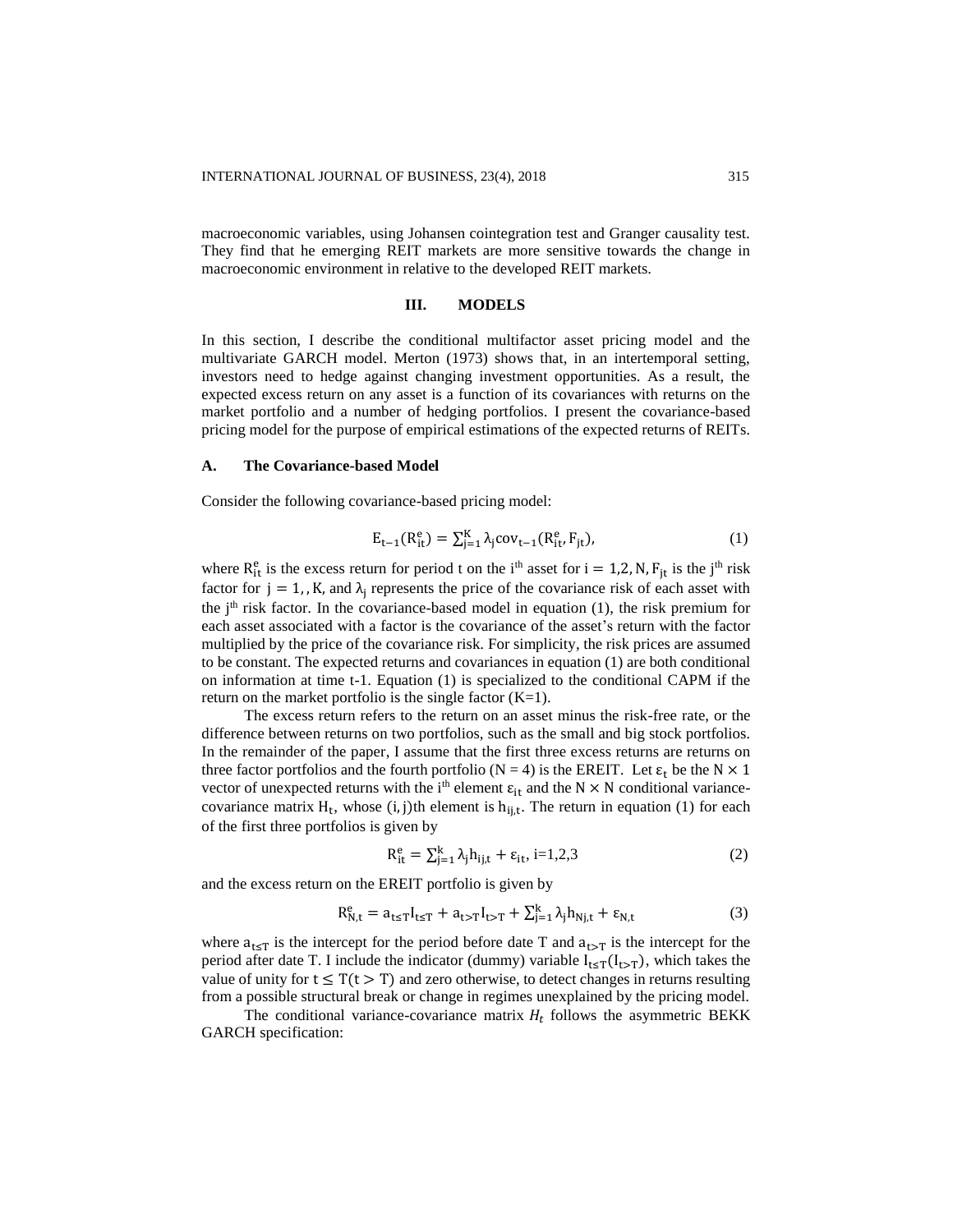macroeconomic variables, using Johansen cointegration test and Granger causality test. They find that he emerging REIT markets are more sensitive towards the change in macroeconomic environment in relative to the developed REIT markets.

## III. MODELS

In this section, I describe the conditional multifactor asset pricing model and the multivariate GARCH model. Merton (1973) shows that, in an intertemporal setting, investors need to hedge against changing investment opportunities. As a result, the expected excess return on any asset is a function of its covariances with returns on the market portfolio and a number of hedging portfolios. I present the covariance-based pricing model for the purpose of empirical estimations of the expected returns of REITs.

### A. The Covariance-based Model

Consider the following covariance-based pricing model:

$$E_{t-1}(R_{it}^{e}) = \sum_{j=1}^{K} \lambda_j \text{cov}_{t-1}(R_{it}^{e}, F_{jt}), \tag{1}$$

where $R_{it}^{e}$ is the excess return for period t on the i[th] asset for $i = 1,2, N$, $F_{jt}$ is the j[th] risk factor for $j = 1, , K$, and $\lambda_j$ represents the price of the covariance risk of each asset with the j[th] risk factor. In the covariance-based model in equation (1), the risk premium for each asset associated with a factor is the covariance of the asset's return with the factor multiplied by the price of the covariance risk. For simplicity, the risk prices are assumed to be constant. The expected returns and covariances in equation (1) are both conditional on information at time t-1. Equation (1) is specialized to the conditional CAPM if the return on the market portfolio is the single factor (K=1).

The excess return refers to the return on an asset minus the risk-free rate, or the difference between returns on two portfolios, such as the small and big stock portfolios. In the remainder of the paper, I assume that the first three excess returns are returns on three factor portfolios and the fourth portfolio (N = 4) is the EREIT. Let $\varepsilon_t$ be the $N \times 1$ vector of unexpected returns with the i[th] element $\varepsilon_{it}$ and the $N \times N$ conditional variance-covariance matrix $H_t$, whose $(i, j)$th element is $h_{ij,t}$. The return in equation (1) for each of the first three portfolios is given by

$$R_{it}^{e} = \sum_{j=1}^{k} \lambda_j h_{ij,t} + \varepsilon_{it}, \text{ i=1,2,3} \tag{2}$$

and the excess return on the EREIT portfolio is given by

$$R_{N,t}^{e} = a_{t \le T} I_{t \le T} + a_{t>T} I_{t>T} + \sum_{j=1}^{k} \lambda_j h_{Nj,t} + \varepsilon_{N,t} \tag{3}$$

where $a_{t \le T}$ is the intercept for the period before date T and $a_{t>T}$ is the intercept for the period after date T. I include the indicator (dummy) variable $I_{t \le T}(I_{t>T})$, which takes the value of unity for $t \le T(t > T)$ and zero otherwise, to detect changes in returns resulting from a possible structural break or change in regimes unexplained by the pricing model.

The conditional variance-covariance matrix $H_t$ follows the asymmetric BEKK GARCH specification: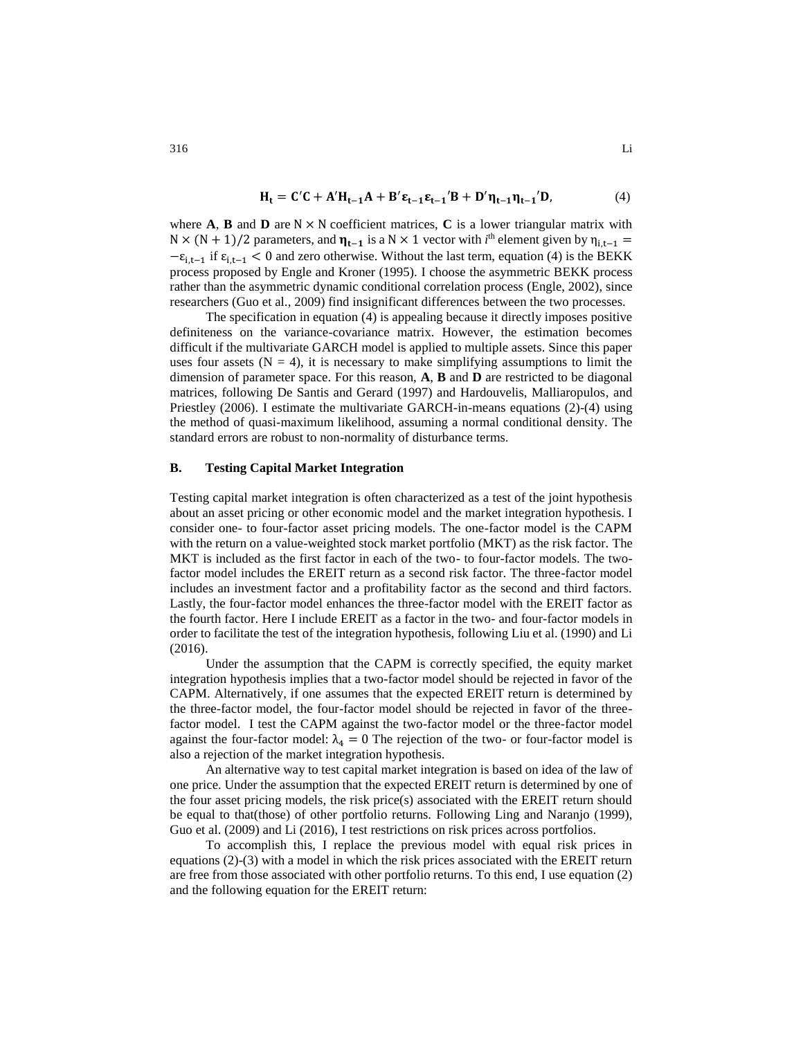$$\mathbf{H_t} = \mathbf{C'C} + \mathbf{A'H_{t-1}A} + \mathbf{B'\varepsilon_{t-1}\varepsilon_{t-1}'B} + \mathbf{D'\eta_{t-1}\eta_{t-1}'D}, \tag{4}$$

where **A**, **B** and **D** are $N \times N$ coefficient matrices, **C** is a lower triangular matrix with $N \times (N+1)/2$ parameters, and $\boldsymbol{\eta}_{t-1}$ is a $N \times 1$ vector with $i^{\text{th}}$ element given by $\eta_{i,t-1} = -\varepsilon_{i,t-1}$ if $\varepsilon_{i,t-1} < 0$ and zero otherwise. Without the last term, equation (4) is the BEKK process proposed by Engle and Kroner (1995). I choose the asymmetric BEKK process rather than the asymmetric dynamic conditional correlation process (Engle, 2002), since researchers (Guo et al., 2009) find insignificant differences between the two processes.

The specification in equation (4) is appealing because it directly imposes positive definiteness on the variance-covariance matrix. However, the estimation becomes difficult if the multivariate GARCH model is applied to multiple assets. Since this paper uses four assets ($N = 4$), it is necessary to make simplifying assumptions to limit the dimension of parameter space. For this reason, **A**, **B** and **D** are restricted to be diagonal matrices, following De Santis and Gerard (1997) and Hardouvelis, Malliaropulos, and Priestley (2006). I estimate the multivariate GARCH-in-means equations (2)-(4) using the method of quasi-maximum likelihood, assuming a normal conditional density. The standard errors are robust to non-normality of disturbance terms.

### B. Testing Capital Market Integration

Testing capital market integration is often characterized as a test of the joint hypothesis about an asset pricing or other economic model and the market integration hypothesis. I consider one- to four-factor asset pricing models. The one-factor model is the CAPM with the return on a value-weighted stock market portfolio (MKT) as the risk factor. The MKT is included as the first factor in each of the two- to four-factor models. The two-factor model includes the EREIT return as a second risk factor. The three-factor model includes an investment factor and a profitability factor as the second and third factors. Lastly, the four-factor model enhances the three-factor model with the EREIT factor as the fourth factor. Here I include EREIT as a factor in the two- and four-factor models in order to facilitate the test of the integration hypothesis, following Liu et al. (1990) and Li (2016).

Under the assumption that the CAPM is correctly specified, the equity market integration hypothesis implies that a two-factor model should be rejected in favor of the CAPM. Alternatively, if one assumes that the expected EREIT return is determined by the three-factor model, the four-factor model should be rejected in favor of the three-factor model. I test the CAPM against the two-factor model or the three-factor model against the four-factor model: $\lambda_4 = 0$ The rejection of the two- or four-factor model is also a rejection of the market integration hypothesis.

An alternative way to test capital market integration is based on idea of the law of one price. Under the assumption that the expected EREIT return is determined by one of the four asset pricing models, the risk price(s) associated with the EREIT return should be equal to that(those) of other portfolio returns. Following Ling and Naranjo (1999), Guo et al. (2009) and Li (2016), I test restrictions on risk prices across portfolios.

To accomplish this, I replace the previous model with equal risk prices in equations (2)-(3) with a model in which the risk prices associated with the EREIT return are free from those associated with other portfolio returns. To this end, I use equation (2) and the following equation for the EREIT return: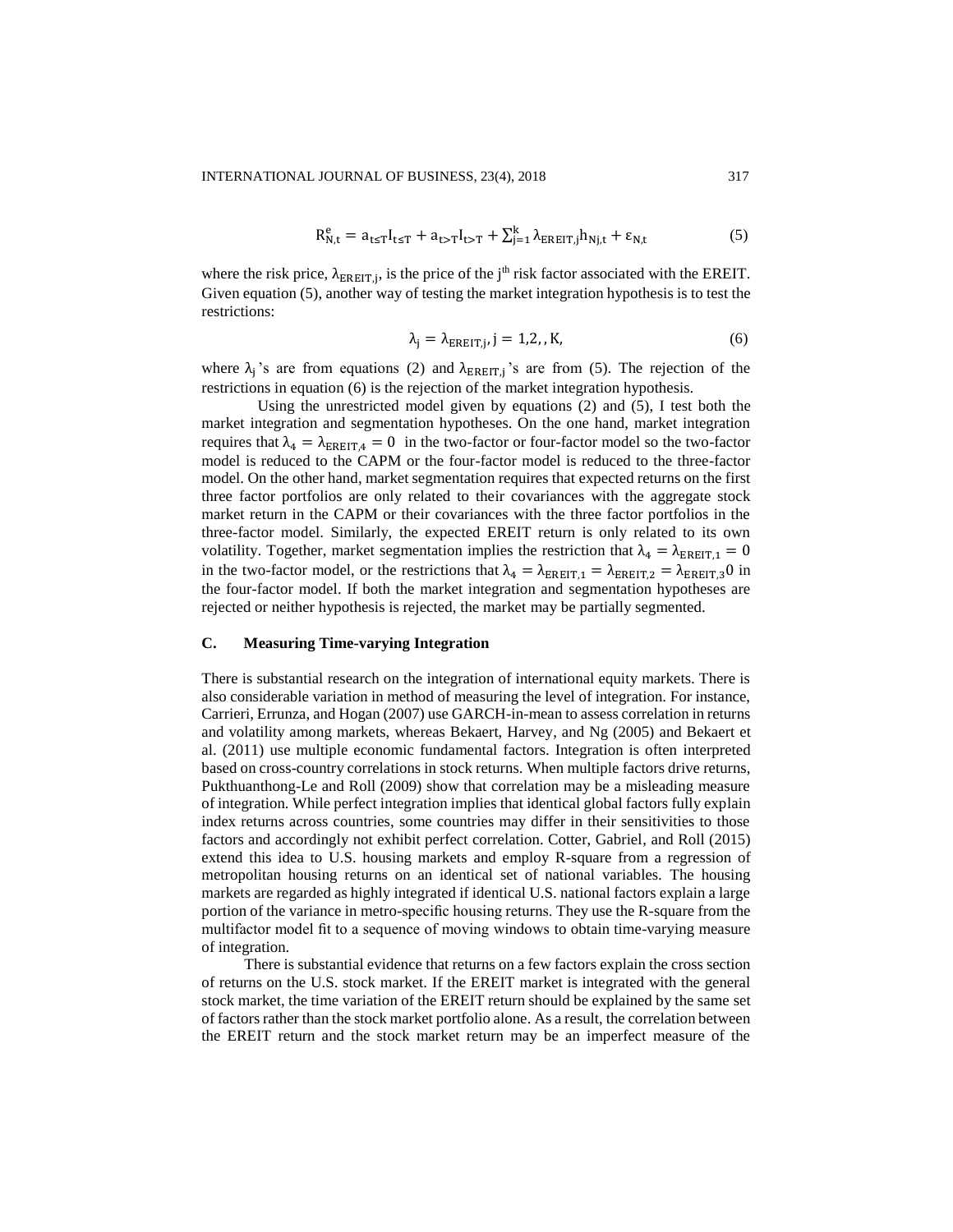$$R^e_{N,t} = a_{t \le T} I_{t \le T} + a_{t > T} I_{t > T} + \sum_{j=1}^{k} \lambda_{EREIT,j} h_{Nj,t} + \varepsilon_{N,t} \tag{5}$$

where the risk price, $\lambda_{EREIT,j}$, is the price of the j[th] risk factor associated with the EREIT. Given equation (5), another way of testing the market integration hypothesis is to test the restrictions:

$$\lambda_j = \lambda_{EREIT,j}, j = 1,2,, K, \tag{6}$$

where $\lambda_j$'s are from equations (2) and $\lambda_{EREIT,j}$'s are from (5). The rejection of the restrictions in equation (6) is the rejection of the market integration hypothesis.

Using the unrestricted model given by equations (2) and (5), I test both the market integration and segmentation hypotheses. On the one hand, market integration requires that $\lambda_4 = \lambda_{EREIT,4} = 0$ in the two-factor or four-factor model so the two-factor model is reduced to the CAPM or the four-factor model is reduced to the three-factor model. On the other hand, market segmentation requires that expected returns on the first three factor portfolios are only related to their covariances with the aggregate stock market return in the CAPM or their covariances with the three factor portfolios in the three-factor model. Similarly, the expected EREIT return is only related to its own volatility. Together, market segmentation implies the restriction that $\lambda_4 = \lambda_{EREIT,1} = 0$ in the two-factor model, or the restrictions that $\lambda_4 = \lambda_{EREIT,1} = \lambda_{EREIT,2} = \lambda_{EREIT,3} 0$ in the four-factor model. If both the market integration and segmentation hypotheses are rejected or neither hypothesis is rejected, the market may be partially segmented.

### C. Measuring Time-varying Integration

There is substantial research on the integration of international equity markets. There is also considerable variation in method of measuring the level of integration. For instance, Carrieri, Errunza, and Hogan (2007) use GARCH-in-mean to assess correlation in returns and volatility among markets, whereas Bekaert, Harvey, and Ng (2005) and Bekaert et al. (2011) use multiple economic fundamental factors. Integration is often interpreted based on cross-country correlations in stock returns. When multiple factors drive returns, Pukthuanthong-Le and Roll (2009) show that correlation may be a misleading measure of integration. While perfect integration implies that identical global factors fully explain index returns across countries, some countries may differ in their sensitivities to those factors and accordingly not exhibit perfect correlation. Cotter, Gabriel, and Roll (2015) extend this idea to U.S. housing markets and employ R-square from a regression of metropolitan housing returns on an identical set of national variables. The housing markets are regarded as highly integrated if identical U.S. national factors explain a large portion of the variance in metro-specific housing returns. They use the R-square from the multifactor model fit to a sequence of moving windows to obtain time-varying measure of integration.

There is substantial evidence that returns on a few factors explain the cross section of returns on the U.S. stock market. If the EREIT market is integrated with the general stock market, the time variation of the EREIT return should be explained by the same set of factors rather than the stock market portfolio alone. As a result, the correlation between the EREIT return and the stock market return may be an imperfect measure of the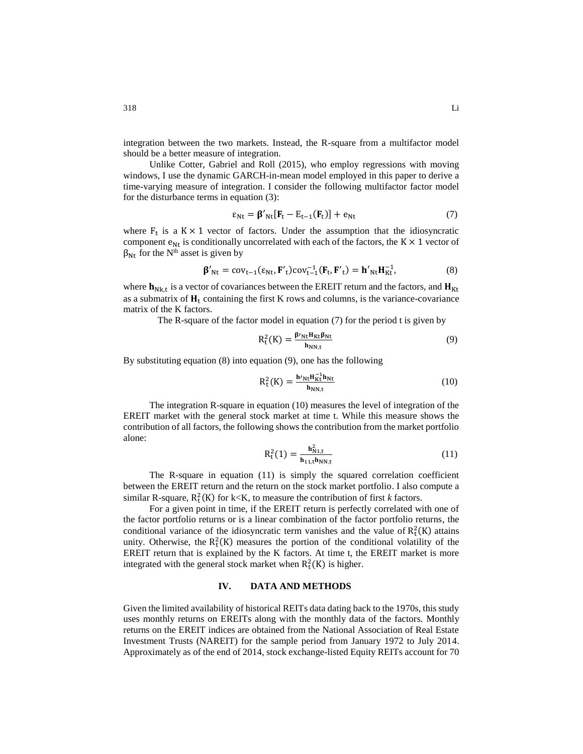integration between the two markets. Instead, the R-square from a multifactor model should be a better measure of integration.

Unlike Cotter, Gabriel and Roll (2015), who employ regressions with moving windows, I use the dynamic GARCH-in-mean model employed in this paper to derive a time-varying measure of integration. I consider the following multifactor factor model for the disturbance terms in equation (3):

$$\varepsilon_{Nt} = \boldsymbol{\beta}'_{Nt}[\mathbf{F}_t - E_{t-1}(\mathbf{F}_t)] + e_{Nt} \tag{7}$$

where $F_t$ is a $K \times 1$ vector of factors. Under the assumption that the idiosyncratic component $e_{Nt}$ is conditionally uncorrelated with each of the factors, the $K \times 1$ vector of $\beta_{Nt}$ for the $N^{th}$ asset is given by

$$\boldsymbol{\beta}'_{Nt} = \text{cov}_{t-1}(\varepsilon_{Nt}, \mathbf{F}'_t)\text{cov}^{-1}_{t-1}(\mathbf{F}_t, \mathbf{F}'_t) = \mathbf{h}'_{Nt}\mathbf{H}^{-1}_{Kt}, \tag{8}$$

where $\mathbf{h}_{Nk,t}$ is a vector of covariances between the EREIT return and the factors, and $\mathbf{H}_{Kt}$ as a submatrix of $\mathbf{H}_t$ containing the first K rows and columns, is the variance-covariance matrix of the K factors.

The R-square of the factor model in equation (7) for the period t is given by

$$R^2_t(K) = \frac{\boldsymbol{\beta}'_{Nt}\mathbf{H}_{Kt}\boldsymbol{\beta}_{Nt}}{\mathbf{h}_{NN,t}} \tag{9}$$

By substituting equation (8) into equation (9), one has the following

$$R^2_t(K) = \frac{\mathbf{h}'_{Nt}\mathbf{H}^{-1}_{Kt}\mathbf{h}_{Nt}}{\mathbf{h}_{NN,t}} \tag{10}$$

The integration R-square in equation (10) measures the level of integration of the EREIT market with the general stock market at time t. While this measure shows the contribution of all factors, the following shows the contribution from the market portfolio alone:

$$R^2_t(1) = \frac{\mathbf{h}^2_{N1,t}}{\mathbf{h}_{11,t}\mathbf{h}_{NN,t}} \tag{11}$$

The R-square in equation (11) is simply the squared correlation coefficient between the EREIT return and the return on the stock market portfolio. I also compute a similar R-square, $R^2_t(K)$ for k<K, to measure the contribution of first *k* factors.

For a given point in time, if the EREIT return is perfectly correlated with one of the factor portfolio returns or is a linear combination of the factor portfolio returns, the conditional variance of the idiosyncratic term vanishes and the value of $R^2_t(K)$ attains unity. Otherwise, the $R^2_t(K)$ measures the portion of the conditional volatility of the EREIT return that is explained by the K factors. At time t, the EREIT market is more integrated with the general stock market when $R^2_t(K)$ is higher.

## IV. DATA AND METHODS

Given the limited availability of historical REITs data dating back to the 1970s, this study uses monthly returns on EREITs along with the monthly data of the factors. Monthly returns on the EREIT indices are obtained from the National Association of Real Estate Investment Trusts (NAREIT) for the sample period from January 1972 to July 2014. Approximately as of the end of 2014, stock exchange-listed Equity REITs account for 70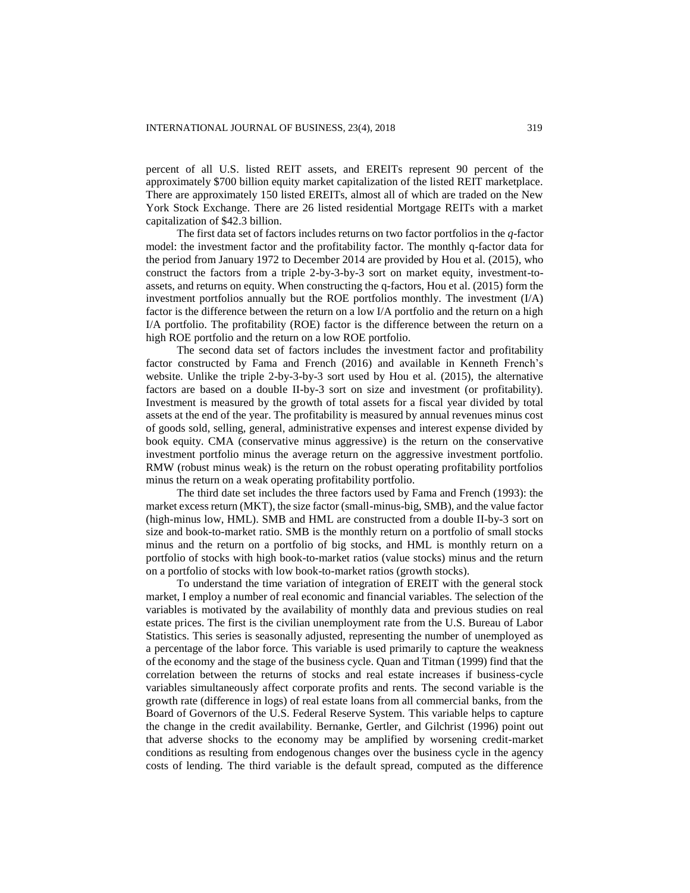percent of all U.S. listed REIT assets, and EREITs represent 90 percent of the approximately $700 billion equity market capitalization of the listed REIT marketplace. There are approximately 150 listed EREITs, almost all of which are traded on the New York Stock Exchange. There are 26 listed residential Mortgage REITs with a market capitalization of $42.3 billion.

The first data set of factors includes returns on two factor portfolios in the *q*-factor model: the investment factor and the profitability factor. The monthly q-factor data for the period from January 1972 to December 2014 are provided by Hou et al. (2015), who construct the factors from a triple 2-by-3-by-3 sort on market equity, investment-to-assets, and returns on equity. When constructing the q-factors, Hou et al. (2015) form the investment portfolios annually but the ROE portfolios monthly. The investment (I/A) factor is the difference between the return on a low I/A portfolio and the return on a high I/A portfolio. The profitability (ROE) factor is the difference between the return on a high ROE portfolio and the return on a low ROE portfolio.

The second data set of factors includes the investment factor and profitability factor constructed by Fama and French (2016) and available in Kenneth French's website. Unlike the triple 2-by-3-by-3 sort used by Hou et al. (2015), the alternative factors are based on a double II-by-3 sort on size and investment (or profitability). Investment is measured by the growth of total assets for a fiscal year divided by total assets at the end of the year. The profitability is measured by annual revenues minus cost of goods sold, selling, general, administrative expenses and interest expense divided by book equity. CMA (conservative minus aggressive) is the return on the conservative investment portfolio minus the average return on the aggressive investment portfolio. RMW (robust minus weak) is the return on the robust operating profitability portfolios minus the return on a weak operating profitability portfolio.

The third date set includes the three factors used by Fama and French (1993): the market excess return (MKT), the size factor (small-minus-big, SMB), and the value factor (high-minus low, HML). SMB and HML are constructed from a double II-by-3 sort on size and book-to-market ratio. SMB is the monthly return on a portfolio of small stocks minus and the return on a portfolio of big stocks, and HML is monthly return on a portfolio of stocks with high book-to-market ratios (value stocks) minus and the return on a portfolio of stocks with low book-to-market ratios (growth stocks).

To understand the time variation of integration of EREIT with the general stock market, I employ a number of real economic and financial variables. The selection of the variables is motivated by the availability of monthly data and previous studies on real estate prices. The first is the civilian unemployment rate from the U.S. Bureau of Labor Statistics. This series is seasonally adjusted, representing the number of unemployed as a percentage of the labor force. This variable is used primarily to capture the weakness of the economy and the stage of the business cycle. Quan and Titman (1999) find that the correlation between the returns of stocks and real estate increases if business-cycle variables simultaneously affect corporate profits and rents. The second variable is the growth rate (difference in logs) of real estate loans from all commercial banks, from the Board of Governors of the U.S. Federal Reserve System. This variable helps to capture the change in the credit availability. Bernanke, Gertler, and Gilchrist (1996) point out that adverse shocks to the economy may be amplified by worsening credit-market conditions as resulting from endogenous changes over the business cycle in the agency costs of lending. The third variable is the default spread, computed as the difference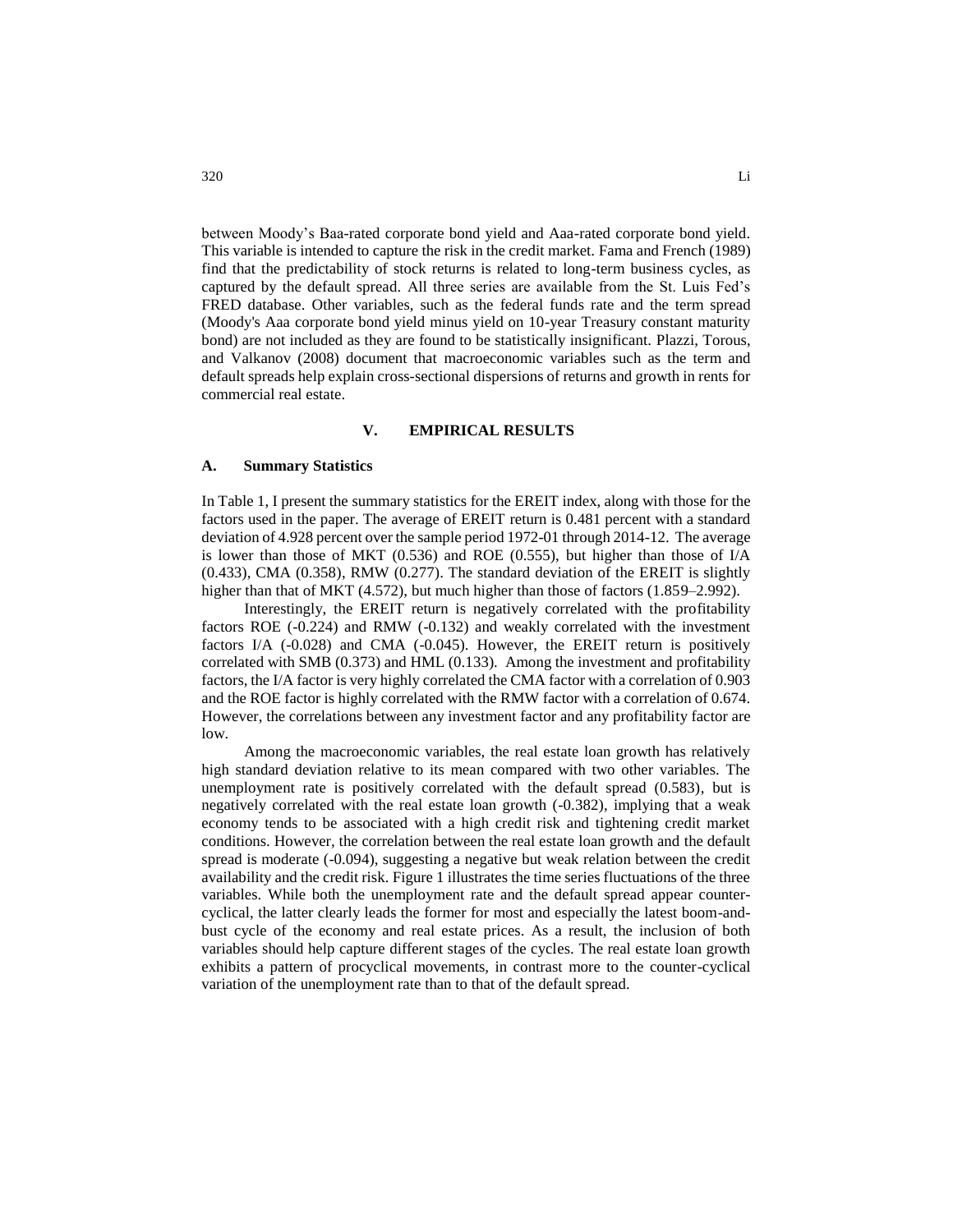between Moody's Baa-rated corporate bond yield and Aaa-rated corporate bond yield. This variable is intended to capture the risk in the credit market. Fama and French (1989) find that the predictability of stock returns is related to long-term business cycles, as captured by the default spread. All three series are available from the St. Luis Fed's FRED database. Other variables, such as the federal funds rate and the term spread (Moody's Aaa corporate bond yield minus yield on 10-year Treasury constant maturity bond) are not included as they are found to be statistically insignificant. Plazzi, Torous, and Valkanov (2008) document that macroeconomic variables such as the term and default spreads help explain cross-sectional dispersions of returns and growth in rents for commercial real estate.

## V. EMPIRICAL RESULTS

### A. Summary Statistics

In Table 1, I present the summary statistics for the EREIT index, along with those for the factors used in the paper. The average of EREIT return is 0.481 percent with a standard deviation of 4.928 percent over the sample period 1972-01 through 2014-12. The average is lower than those of MKT (0.536) and ROE (0.555), but higher than those of I/A (0.433), CMA (0.358), RMW (0.277). The standard deviation of the EREIT is slightly higher than that of MKT (4.572), but much higher than those of factors (1.859–2.992).

Interestingly, the EREIT return is negatively correlated with the profitability factors ROE (-0.224) and RMW (-0.132) and weakly correlated with the investment factors I/A (-0.028) and CMA (-0.045). However, the EREIT return is positively correlated with SMB (0.373) and HML (0.133). Among the investment and profitability factors, the I/A factor is very highly correlated the CMA factor with a correlation of 0.903 and the ROE factor is highly correlated with the RMW factor with a correlation of 0.674. However, the correlations between any investment factor and any profitability factor are low.

Among the macroeconomic variables, the real estate loan growth has relatively high standard deviation relative to its mean compared with two other variables. The unemployment rate is positively correlated with the default spread (0.583), but is negatively correlated with the real estate loan growth (-0.382), implying that a weak economy tends to be associated with a high credit risk and tightening credit market conditions. However, the correlation between the real estate loan growth and the default spread is moderate (-0.094), suggesting a negative but weak relation between the credit availability and the credit risk. Figure 1 illustrates the time series fluctuations of the three variables. While both the unemployment rate and the default spread appear counter-cyclical, the latter clearly leads the former for most and especially the latest boom-and-bust cycle of the economy and real estate prices. As a result, the inclusion of both variables should help capture different stages of the cycles. The real estate loan growth exhibits a pattern of procyclical movements, in contrast more to the counter-cyclical variation of the unemployment rate than to that of the default spread.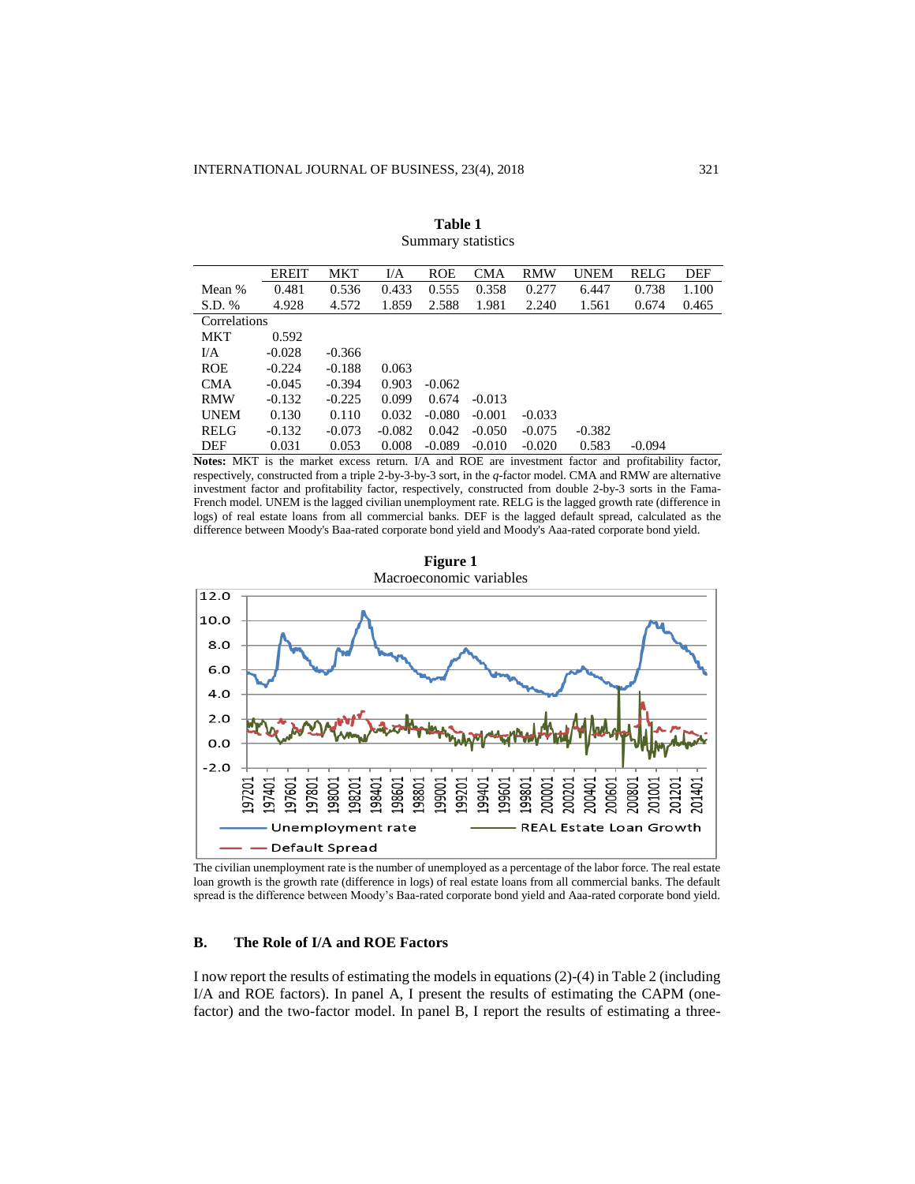**Table 1**
Summary statistics

| | EREIT | MKT | I/A | ROE | CMA | RMW | UNEM | RELG | DEF |
|---|---|---|---|---|---|---|---|---|---|
| Mean % | 0.481 | 0.536 | 0.433 | 0.555 | 0.358 | 0.277 | 6.447 | 0.738 | 1.100 |
| S.D. % | 4.928 | 4.572 | 1.859 | 2.588 | 1.981 | 2.240 | 1.561 | 0.674 | 0.465 |
| Correlations | | | | | | | | | |
| MKT | 0.592 | | | | | | | | |
| I/A | -0.028 | -0.366 | | | | | | | |
| ROE | -0.224 | -0.188 | 0.063 | | | | | | |
| CMA | -0.045 | -0.394 | 0.903 | -0.062 | | | | | |
| RMW | -0.132 | -0.225 | 0.099 | 0.674 | -0.013 | | | | |
| UNEM | 0.130 | 0.110 | 0.032 | -0.080 | -0.001 | -0.033 | | | |
| RELG | -0.132 | -0.073 | -0.082 | 0.042 | -0.050 | -0.075 | -0.382 | | |
| DEF | 0.031 | 0.053 | 0.008 | -0.089 | -0.010 | -0.020 | 0.583 | -0.094 | |

**Notes:** MKT is the market excess return. I/A and ROE are investment factor and profitability factor, respectively, constructed from a triple 2-by-3-by-3 sort, in the *q*-factor model. CMA and RMW are alternative investment factor and profitability factor, respectively, constructed from double 2-by-3 sorts in the Fama-French model. UNEM is the lagged civilian unemployment rate. RELG is the lagged growth rate (difference in logs) of real estate loans from all commercial banks. DEF is the lagged default spread, calculated as the difference between Moody's Baa-rated corporate bond yield and Moody's Aaa-rated corporate bond yield.

**Figure 1**
Macroeconomic variables

The civilian unemployment rate is the number of unemployed as a percentage of the labor force. The real estate loan growth is the growth rate (difference in logs) of real estate loans from all commercial banks. The default spread is the difference between Moody's Baa-rated corporate bond yield and Aaa-rated corporate bond yield.

### B. The Role of I/A and ROE Factors

I now report the results of estimating the models in equations (2)-(4) in Table 2 (including I/A and ROE factors). In panel A, I present the results of estimating the CAPM (one-factor) and the two-factor model. In panel B, I report the results of estimating a three-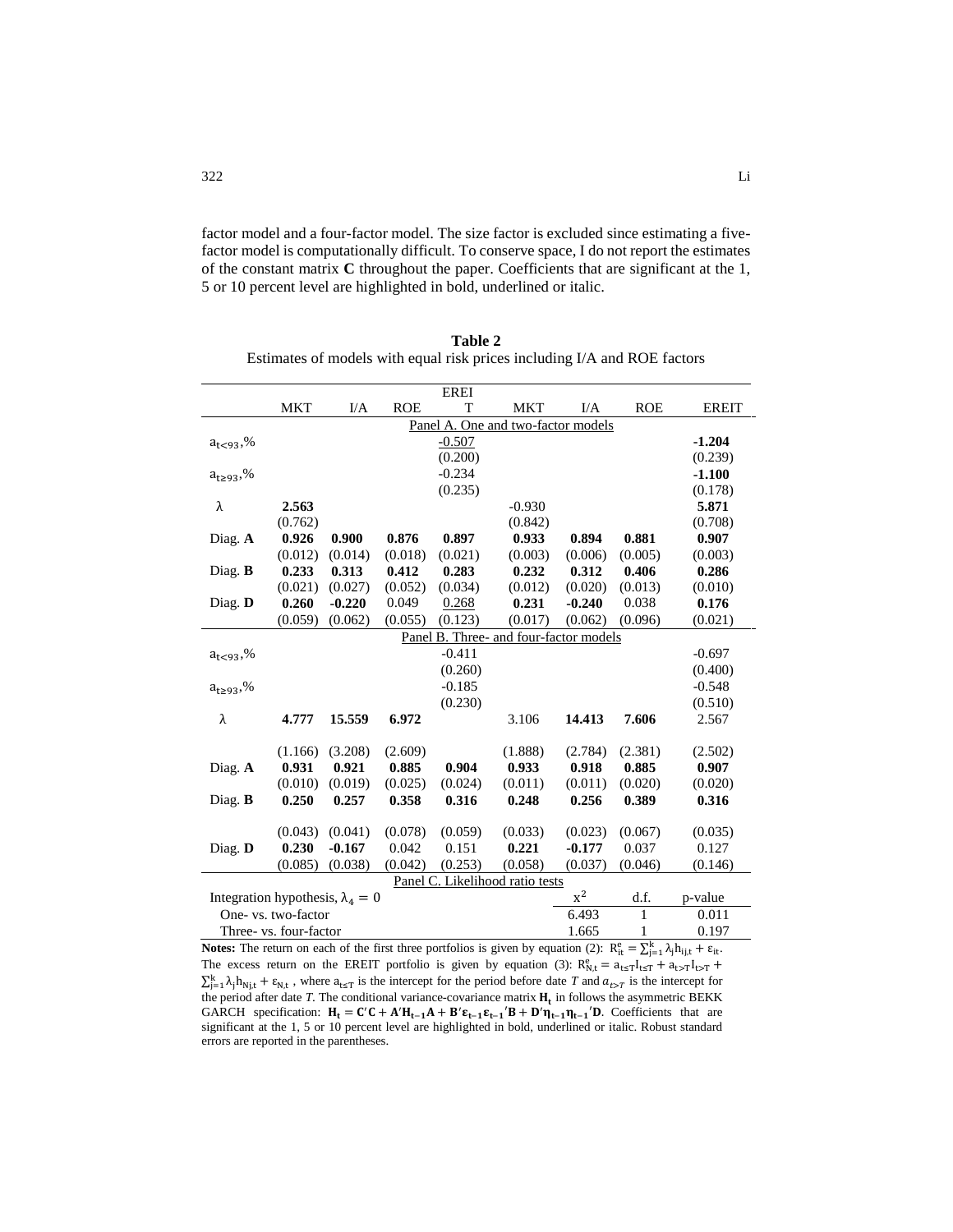factor model and a four-factor model. The size factor is excluded since estimating a five-factor model is computationally difficult. To conserve space, I do not report the estimates of the constant matrix **C** throughout the paper. Coefficients that are significant at the 1, 5 or 10 percent level are highlighted in bold, underlined or italic.

**Table 2**

Estimates of models with equal risk prices including I/A and ROE factors

| | MKT | I/A | ROE | EREIT | MKT | I/A | ROE | EREIT |
|---|---|---|---|---|---|---|---|---|
| | | | | Panel A. One and two-factor models | | | | |
| $a_{t<93}$,% | | | | -0.507 | | | | **-1.204** |
| | | | | (0.200) | | | | (0.239) |
| $a_{t\geq 93}$,% | | | | -0.234 | | | | **-1.100** |
| | | | | (0.235) | | | | (0.178) |
| λ | **2.563** | | | | -0.930 | | | **5.871** |
| | (0.762) | | | | (0.842) | | | (0.708) |
| Diag. **A** | **0.926** | **0.900** | **0.876** | **0.897** | **0.933** | **0.894** | **0.881** | **0.907** |
| | (0.012) | (0.014) | (0.018) | (0.021) | (0.003) | (0.006) | (0.005) | (0.003) |
| Diag. **B** | **0.233** | **0.313** | **0.412** | **0.283** | **0.232** | **0.312** | **0.406** | **0.286** |
| | (0.021) | (0.027) | (0.052) | (0.034) | (0.012) | (0.020) | (0.013) | (0.010) |
| Diag. **D** | **0.260** | **-0.220** | 0.049 | 0.268 | **0.231** | **-0.240** | 0.038 | **0.176** |
| | (0.059) | (0.062) | (0.055) | (0.123) | (0.017) | (0.062) | (0.096) | (0.021) |
| | | | | Panel B. Three- and four-factor models | | | | |
| $a_{t<93}$,% | | | | -0.411 | | | | -0.697 |
| | | | | (0.260) | | | | (0.400) |
| $a_{t\geq 93}$,% | | | | -0.185 | | | | -0.548 |
| | | | | (0.230) | | | | (0.510) |
| λ | **4.777** | **15.559** | **6.972** | | 3.106 | **14.413** | **7.606** | 2.567 |
| | (1.166) | (3.208) | (2.609) | | (1.888) | (2.784) | (2.381) | (2.502) |
| Diag. **A** | **0.931** | **0.921** | **0.885** | **0.904** | **0.933** | **0.918** | **0.885** | **0.907** |
| | (0.010) | (0.019) | (0.025) | (0.024) | (0.011) | (0.011) | (0.020) | (0.020) |
| Diag. **B** | **0.250** | **0.257** | **0.358** | **0.316** | **0.248** | **0.256** | **0.389** | **0.316** |
| | (0.043) | (0.041) | (0.078) | (0.059) | (0.033) | (0.023) | (0.067) | (0.035) |
| Diag. **D** | **0.230** | **-0.167** | 0.042 | 0.151 | **0.221** | **-0.177** | 0.037 | 0.127 |
| | (0.085) | (0.038) | (0.042) | (0.253) | (0.058) | (0.037) | (0.046) | (0.146) |
| | | | | Panel C. Likelihood ratio tests | | | | |
| Integration hypothesis, $\lambda_4 = 0$ | | | | | | $x^2$ | d.f. | p-value |
| One- vs. two-factor | | | | | | 6.493 | 1 | 0.011 |
| Three- vs. four-factor | | | | | | 1.665 | 1 | 0.197 |

**Notes:** The return on each of the first three portfolios is given by equation (2): $R_{it}^{e} = \sum_{j=1}^{k} \lambda_j h_{ij,t} + \varepsilon_{it}$. The excess return on the EREIT portfolio is given by equation (3): $R_{N,t}^{e} = a_{t\leq T} I_{t\leq T} + a_{t>T} I_{t>T} + \sum_{j=1}^{k} \lambda_j h_{Nj,t} + \varepsilon_{N,t}$, where $a_{t\leq T}$ is the intercept for the period before date *T* and $a_{t>T}$ is the intercept for the period after date *T*. The conditional variance-covariance matrix $\mathbf{H_t}$ in follows the asymmetric BEKK GARCH specification: $\mathbf{H_t} = \mathbf{C'C} + \mathbf{A'H_{t-1}A} + \mathbf{B'\varepsilon_{t-1}\varepsilon_{t-1}'B} + \mathbf{D'\eta_{t-1}\eta_{t-1}'D}$. Coefficients that are significant at the 1, 5 or 10 percent level are highlighted in bold, underlined or italic. Robust standard errors are reported in the parentheses.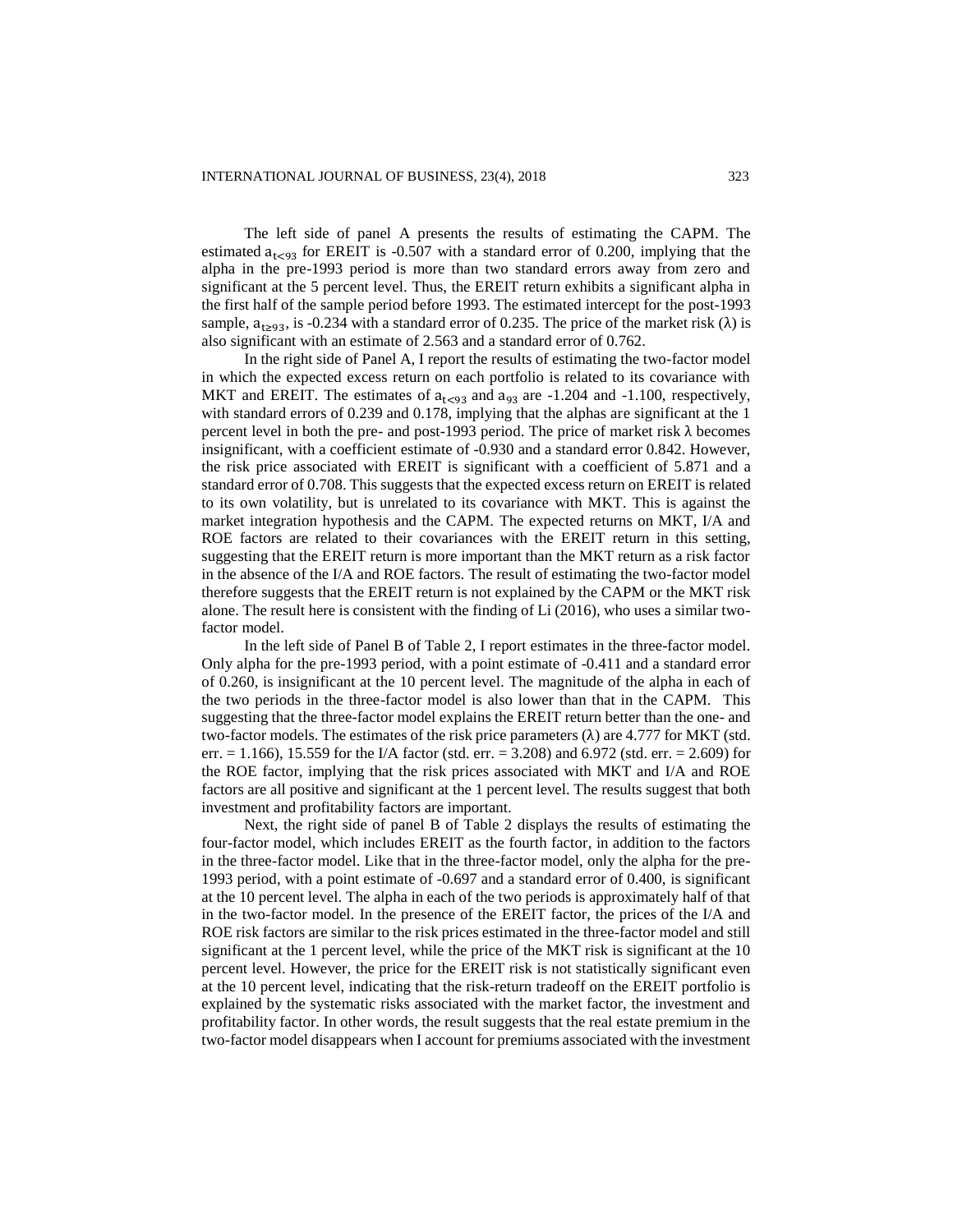The left side of panel A presents the results of estimating the CAPM. The estimated $a_{t<93}$ for EREIT is -0.507 with a standard error of 0.200, implying that the alpha in the pre-1993 period is more than two standard errors away from zero and significant at the 5 percent level. Thus, the EREIT return exhibits a significant alpha in the first half of the sample period before 1993. The estimated intercept for the post-1993 sample, $a_{t\geq93}$, is -0.234 with a standard error of 0.235. The price of the market risk (λ) is also significant with an estimate of 2.563 and a standard error of 0.762.

In the right side of Panel A, I report the results of estimating the two-factor model in which the expected excess return on each portfolio is related to its covariance with MKT and EREIT. The estimates of $a_{t<93}$ and $a_{93}$ are -1.204 and -1.100, respectively, with standard errors of 0.239 and 0.178, implying that the alphas are significant at the 1 percent level in both the pre- and post-1993 period. The price of market risk λ becomes insignificant, with a coefficient estimate of -0.930 and a standard error 0.842. However, the risk price associated with EREIT is significant with a coefficient of 5.871 and a standard error of 0.708. This suggests that the expected excess return on EREIT is related to its own volatility, but is unrelated to its covariance with MKT. This is against the market integration hypothesis and the CAPM. The expected returns on MKT, I/A and ROE factors are related to their covariances with the EREIT return in this setting, suggesting that the EREIT return is more important than the MKT return as a risk factor in the absence of the I/A and ROE factors. The result of estimating the two-factor model therefore suggests that the EREIT return is not explained by the CAPM or the MKT risk alone. The result here is consistent with the finding of Li (2016), who uses a similar two-factor model.

In the left side of Panel B of Table 2, I report estimates in the three-factor model. Only alpha for the pre-1993 period, with a point estimate of -0.411 and a standard error of 0.260, is insignificant at the 10 percent level. The magnitude of the alpha in each of the two periods in the three-factor model is also lower than that in the CAPM. This suggesting that the three-factor model explains the EREIT return better than the one- and two-factor models. The estimates of the risk price parameters (λ) are 4.777 for MKT (std. err. = 1.166), 15.559 for the I/A factor (std. err. = 3.208) and 6.972 (std. err. = 2.609) for the ROE factor, implying that the risk prices associated with MKT and I/A and ROE factors are all positive and significant at the 1 percent level. The results suggest that both investment and profitability factors are important.

Next, the right side of panel B of Table 2 displays the results of estimating the four-factor model, which includes EREIT as the fourth factor, in addition to the factors in the three-factor model. Like that in the three-factor model, only the alpha for the pre-1993 period, with a point estimate of -0.697 and a standard error of 0.400, is significant at the 10 percent level. The alpha in each of the two periods is approximately half of that in the two-factor model. In the presence of the EREIT factor, the prices of the I/A and ROE risk factors are similar to the risk prices estimated in the three-factor model and still significant at the 1 percent level, while the price of the MKT risk is significant at the 10 percent level. However, the price for the EREIT risk is not statistically significant even at the 10 percent level, indicating that the risk-return tradeoff on the EREIT portfolio is explained by the systematic risks associated with the market factor, the investment and profitability factor. In other words, the result suggests that the real estate premium in the two-factor model disappears when I account for premiums associated with the investment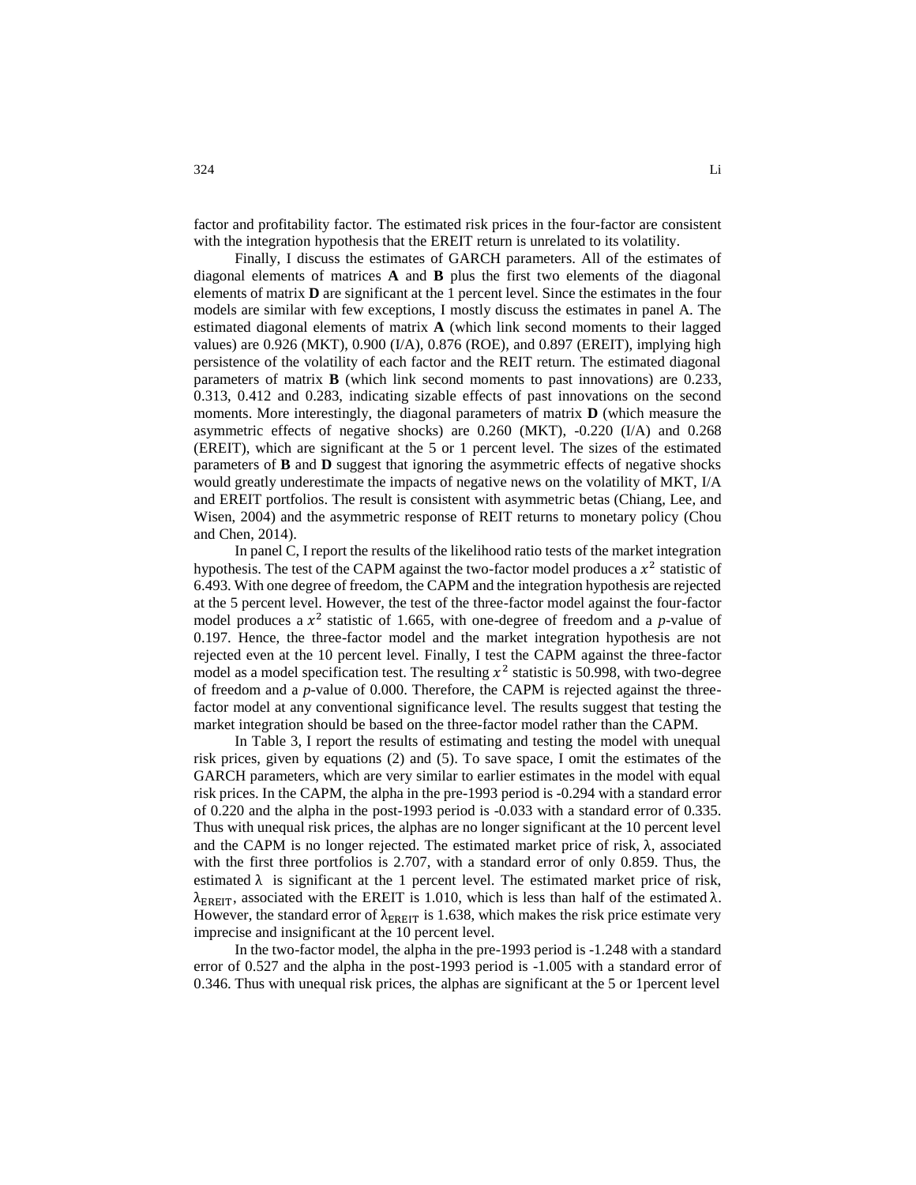factor and profitability factor. The estimated risk prices in the four-factor are consistent with the integration hypothesis that the EREIT return is unrelated to its volatility.

Finally, I discuss the estimates of GARCH parameters. All of the estimates of diagonal elements of matrices **A** and **B** plus the first two elements of the diagonal elements of matrix **D** are significant at the 1 percent level. Since the estimates in the four models are similar with few exceptions, I mostly discuss the estimates in panel A. The estimated diagonal elements of matrix **A** (which link second moments to their lagged values) are 0.926 (MKT), 0.900 (I/A), 0.876 (ROE), and 0.897 (EREIT), implying high persistence of the volatility of each factor and the REIT return. The estimated diagonal parameters of matrix **B** (which link second moments to past innovations) are 0.233, 0.313, 0.412 and 0.283, indicating sizable effects of past innovations on the second moments. More interestingly, the diagonal parameters of matrix **D** (which measure the asymmetric effects of negative shocks) are 0.260 (MKT), -0.220 (I/A) and 0.268 (EREIT), which are significant at the 5 or 1 percent level. The sizes of the estimated parameters of **B** and **D** suggest that ignoring the asymmetric effects of negative shocks would greatly underestimate the impacts of negative news on the volatility of MKT, I/A and EREIT portfolios. The result is consistent with asymmetric betas (Chiang, Lee, and Wisen, 2004) and the asymmetric response of REIT returns to monetary policy (Chou and Chen, 2014).

In panel C, I report the results of the likelihood ratio tests of the market integration hypothesis. The test of the CAPM against the two-factor model produces a $x^2$ statistic of 6.493. With one degree of freedom, the CAPM and the integration hypothesis are rejected at the 5 percent level. However, the test of the three-factor model against the four-factor model produces a $x^2$ statistic of 1.665, with one-degree of freedom and a *p*-value of 0.197. Hence, the three-factor model and the market integration hypothesis are not rejected even at the 10 percent level. Finally, I test the CAPM against the three-factor model as a model specification test. The resulting $x^2$ statistic is 50.998, with two-degree of freedom and a *p*-value of 0.000. Therefore, the CAPM is rejected against the three-factor model at any conventional significance level. The results suggest that testing the market integration should be based on the three-factor model rather than the CAPM.

In Table 3, I report the results of estimating and testing the model with unequal risk prices, given by equations (2) and (5). To save space, I omit the estimates of the GARCH parameters, which are very similar to earlier estimates in the model with equal risk prices. In the CAPM, the alpha in the pre-1993 period is -0.294 with a standard error of 0.220 and the alpha in the post-1993 period is -0.033 with a standard error of 0.335. Thus with unequal risk prices, the alphas are no longer significant at the 10 percent level and the CAPM is no longer rejected. The estimated market price of risk, $\lambda$, associated with the first three portfolios is 2.707, with a standard error of only 0.859. Thus, the estimated $\lambda$ is significant at the 1 percent level. The estimated market price of risk, $\lambda_{\text{EREIT}}$, associated with the EREIT is 1.010, which is less than half of the estimated $\lambda$. However, the standard error of $\lambda_{\text{EREIT}}$ is 1.638, which makes the risk price estimate very imprecise and insignificant at the 10 percent level.

In the two-factor model, the alpha in the pre-1993 period is -1.248 with a standard error of 0.527 and the alpha in the post-1993 period is -1.005 with a standard error of 0.346. Thus with unequal risk prices, the alphas are significant at the 5 or 1percent level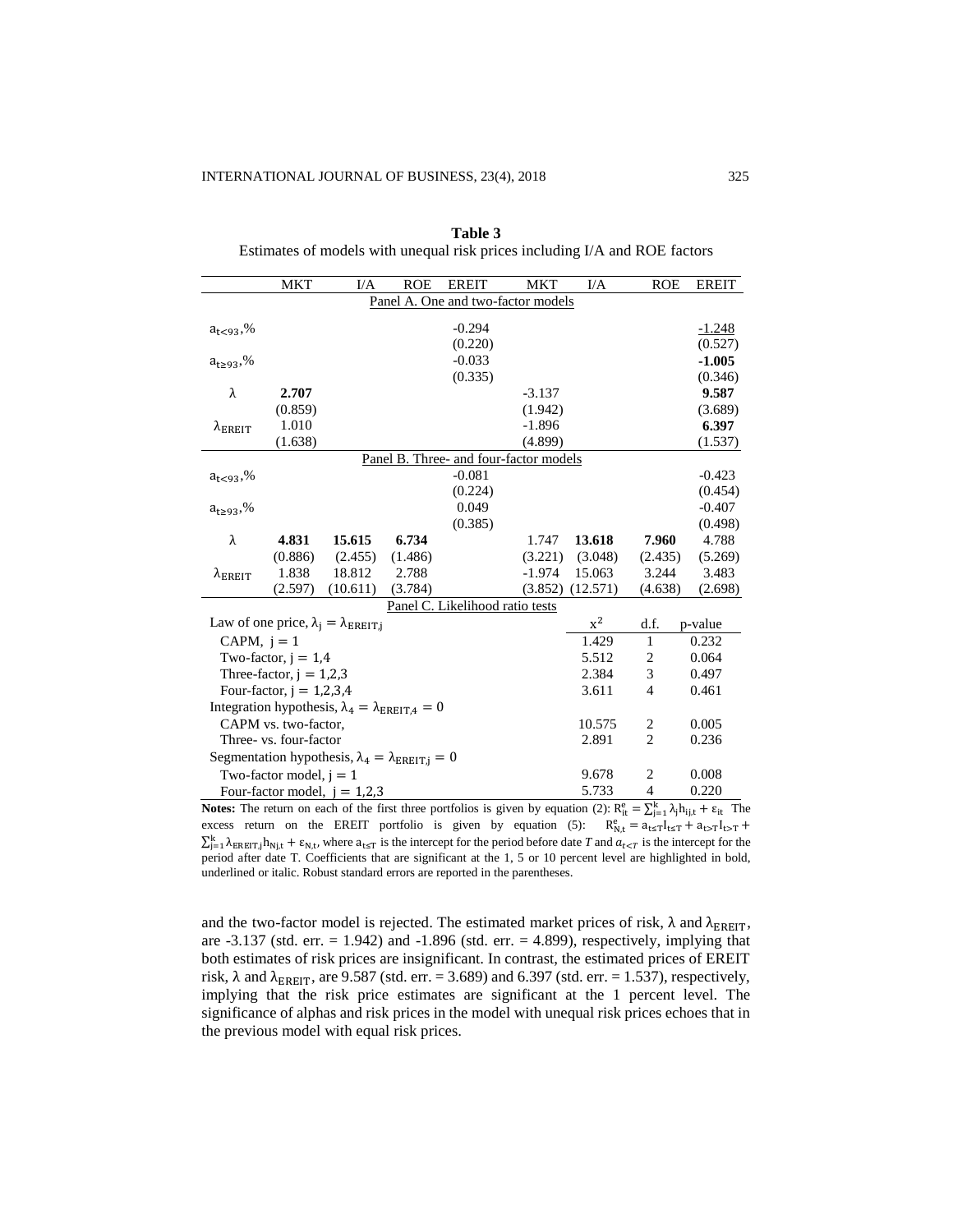**Table 3**
Estimates of models with unequal risk prices including I/A and ROE factors

| | MKT | I/A | ROE | EREIT | MKT | I/A | ROE | EREIT |
|---|---|---|---|---|---|---|---|---|
| Panel A. One and two-factor models | | | | | | | | |
| $a_{t<93}$,% | | | | -0.294 | | | | _-1.248_ |
| | | | | (0.220) | | | | (0.527) |
| $a_{t\geq93}$,% | | | | -0.033 | | | | **-1.005** |
| | | | | (0.335) | | | | (0.346) |
| $\lambda$ | **2.707** | | | | -3.137 | | | **9.587** |
| | (0.859) | | | | (1.942) | | | (3.689) |
| $\lambda_{EREIT}$ | 1.010 | | | | -1.896 | | | **6.397** |
| | (1.638) | | | | (4.899) | | | (1.537) |
| Panel B. Three- and four-factor models | | | | | | | | |
| $a_{t<93}$,% | | | | -0.081 | | | | -0.423 |
| | | | | (0.224) | | | | (0.454) |
| $a_{t\geq93}$,% | | | | 0.049 | | | | -0.407 |
| | | | | (0.385) | | | | (0.498) |
| $\lambda$ | **4.831** | **15.615** | **6.734** | | 1.747 | **13.618** | **7.960** | 4.788 |
| | (0.886) | (2.455) | (1.486) | | (3.221) | (3.048) | (2.435) | (5.269) |
| $\lambda_{EREIT}$ | 1.838 | 18.812 | 2.788 | | -1.974 | 15.063 | 3.244 | 3.483 |
| | (2.597) | (10.611) | (3.784) | | (3.852) | (12.571) | (4.638) | (2.698) |
| Panel C. Likelihood ratio tests | | | | | | | | |
| Law of one price, $\lambda_j = \lambda_{EREIT,j}$ | | | | | | $x^2$ | d.f. | p-value |
| CAPM, $j = 1$ | | | | | | 1.429 | 1 | 0.232 |
| Two-factor, $j = 1,4$ | | | | | | 5.512 | 2 | 0.064 |
| Three-factor, $j = 1,2,3$ | | | | | | 2.384 | 3 | 0.497 |
| Four-factor, $j = 1,2,3,4$ | | | | | | 3.611 | 4 | 0.461 |
| Integration hypothesis, $\lambda_4 = \lambda_{EREIT,4} = 0$ | | | | | | | | |
| CAPM vs. two-factor, | | | | | | 10.575 | 2 | 0.005 |
| Three- vs. four-factor | | | | | | 2.891 | 2 | 0.236 |
| Segmentation hypothesis, $\lambda_4 = \lambda_{EREIT,j} = 0$ | | | | | | | | |
| Two-factor model, $j = 1$ | | | | | | 9.678 | 2 | 0.008 |
| Four-factor model, $j = 1,2,3$ | | | | | | 5.733 | 4 | 0.220 |

**Notes:** The return on each of the first three portfolios is given by equation (2): $R_{it}^e = \sum_{j=1}^{k} \lambda_j h_{ij,t} + \varepsilon_{it}$ The excess return on the EREIT portfolio is given by equation (5): $R_{N,t}^e = a_{t\leq T} I_{t\leq T} + a_{t>T} I_{t>T} + \sum_{j=1}^{k} \lambda_{EREIT,j} h_{Nj,t} + \varepsilon_{N,t}$, where $a_{t\leq T}$ is the intercept for the period before date $T$ and $a_{t<T}$ is the intercept for the period after date T. Coefficients that are significant at the 1, 5 or 10 percent level are highlighted in bold, underlined or italic. Robust standard errors are reported in the parentheses.

and the two-factor model is rejected. The estimated market prices of risk, $\lambda$ and $\lambda_{EREIT}$, are -3.137 (std. err. = 1.942) and -1.896 (std. err. = 4.899), respectively, implying that both estimates of risk prices are insignificant. In contrast, the estimated prices of EREIT risk, $\lambda$ and $\lambda_{EREIT}$, are 9.587 (std. err. = 3.689) and 6.397 (std. err. = 1.537), respectively, implying that the risk price estimates are significant at the 1 percent level. The significance of alphas and risk prices in the model with unequal risk prices echoes that in the previous model with equal risk prices.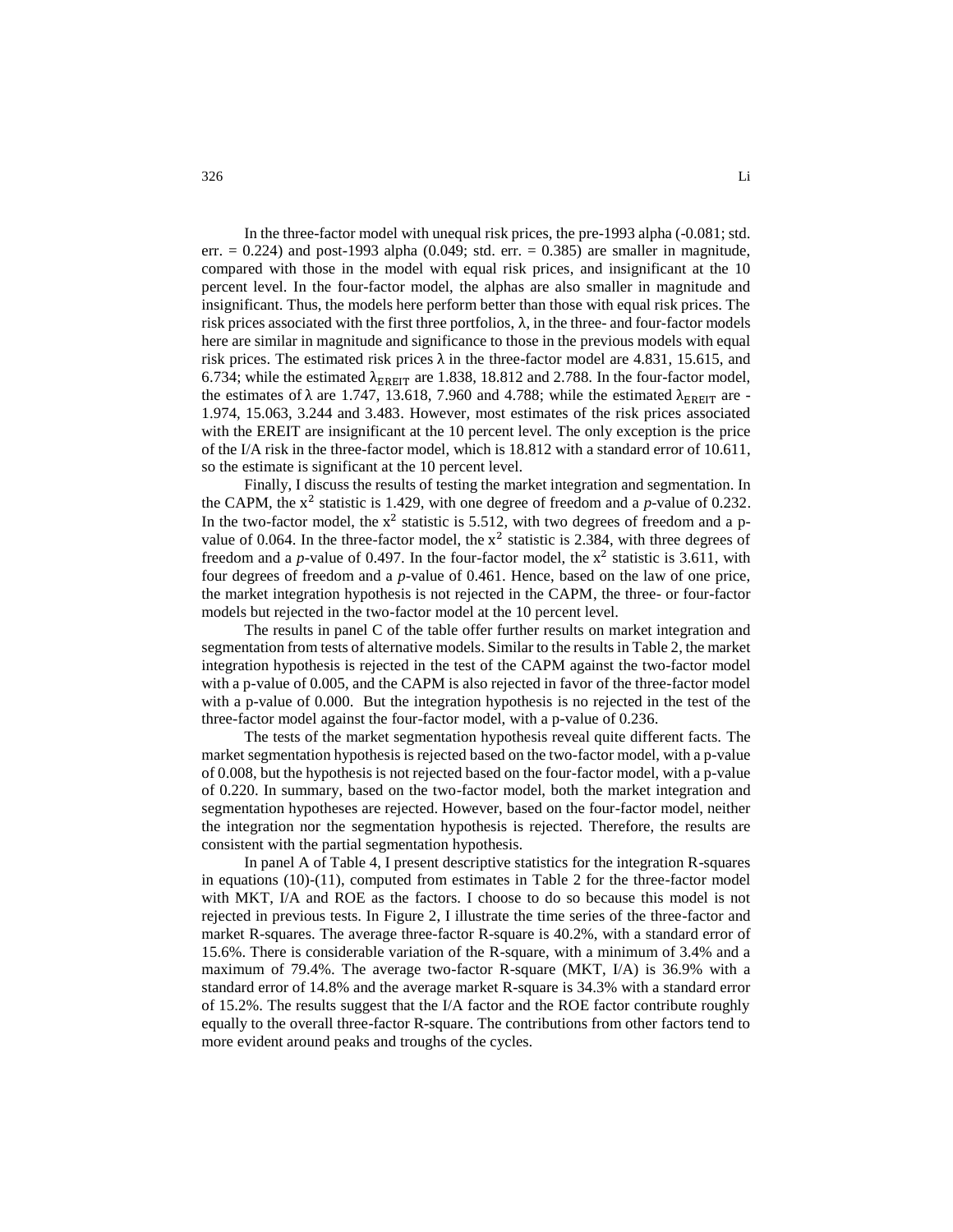In the three-factor model with unequal risk prices, the pre-1993 alpha (-0.081; std. err. = 0.224) and post-1993 alpha (0.049; std. err. = 0.385) are smaller in magnitude, compared with those in the model with equal risk prices, and insignificant at the 10 percent level. In the four-factor model, the alphas are also smaller in magnitude and insignificant. Thus, the models here perform better than those with equal risk prices. The risk prices associated with the first three portfolios, $\lambda$, in the three- and four-factor models here are similar in magnitude and significance to those in the previous models with equal risk prices. The estimated risk prices $\lambda$ in the three-factor model are 4.831, 15.615, and 6.734; while the estimated $\lambda_{EREIT}$ are 1.838, 18.812 and 2.788. In the four-factor model, the estimates of $\lambda$ are 1.747, 13.618, 7.960 and 4.788; while the estimated $\lambda_{EREIT}$ are -1.974, 15.063, 3.244 and 3.483. However, most estimates of the risk prices associated with the EREIT are insignificant at the 10 percent level. The only exception is the price of the I/A risk in the three-factor model, which is 18.812 with a standard error of 10.611, so the estimate is significant at the 10 percent level.

Finally, I discuss the results of testing the market integration and segmentation. In the CAPM, the $x^2$ statistic is 1.429, with one degree of freedom and a *p*-value of 0.232. In the two-factor model, the $x^2$ statistic is 5.512, with two degrees of freedom and a p-value of 0.064. In the three-factor model, the $x^2$ statistic is 2.384, with three degrees of freedom and a *p*-value of 0.497. In the four-factor model, the $x^2$ statistic is 3.611, with four degrees of freedom and a *p*-value of 0.461. Hence, based on the law of one price, the market integration hypothesis is not rejected in the CAPM, the three- or four-factor models but rejected in the two-factor model at the 10 percent level.

The results in panel C of the table offer further results on market integration and segmentation from tests of alternative models. Similar to the results in Table 2, the market integration hypothesis is rejected in the test of the CAPM against the two-factor model with a p-value of 0.005, and the CAPM is also rejected in favor of the three-factor model with a p-value of 0.000. But the integration hypothesis is no rejected in the test of the three-factor model against the four-factor model, with a p-value of 0.236.

The tests of the market segmentation hypothesis reveal quite different facts. The market segmentation hypothesis is rejected based on the two-factor model, with a p-value of 0.008, but the hypothesis is not rejected based on the four-factor model, with a p-value of 0.220. In summary, based on the two-factor model, both the market integration and segmentation hypotheses are rejected. However, based on the four-factor model, neither the integration nor the segmentation hypothesis is rejected. Therefore, the results are consistent with the partial segmentation hypothesis.

In panel A of Table 4, I present descriptive statistics for the integration R-squares in equations (10)-(11), computed from estimates in Table 2 for the three-factor model with MKT, I/A and ROE as the factors. I choose to do so because this model is not rejected in previous tests. In Figure 2, I illustrate the time series of the three-factor and market R-squares. The average three-factor R-square is 40.2%, with a standard error of 15.6%. There is considerable variation of the R-square, with a minimum of 3.4% and a maximum of 79.4%. The average two-factor R-square (MKT, I/A) is 36.9% with a standard error of 14.8% and the average market R-square is 34.3% with a standard error of 15.2%. The results suggest that the I/A factor and the ROE factor contribute roughly equally to the overall three-factor R-square. The contributions from other factors tend to more evident around peaks and troughs of the cycles.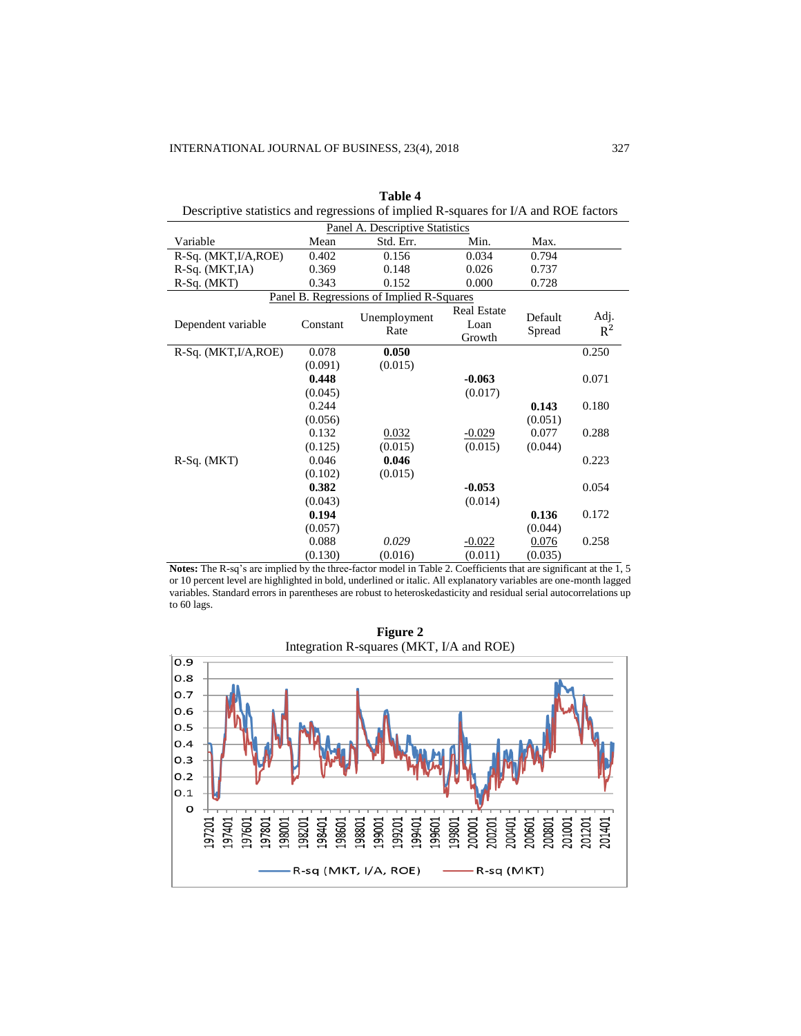**Table 4**

Descriptive statistics and regressions of implied R-squares for I/A and ROE factors

| Panel A. Descriptive Statistics | | | | | |
|---|---|---|---|---|---|
| Variable | Mean | Std. Err. | Min. | Max. | |
| R-Sq. (MKT,I/A,ROE) | 0.402 | 0.156 | 0.034 | 0.794 | |
| R-Sq. (MKT,IA) | 0.369 | 0.148 | 0.026 | 0.737 | |
| R-Sq. (MKT) | 0.343 | 0.152 | 0.000 | 0.728 | |
| **Panel B. Regressions of Implied R-Squares** | | | | | |
| Dependent variable | Constant | Unemployment Rate | Real Estate Loan Growth | Default Spread | Adj. $R^2$ |
| R-Sq. (MKT,I/A,ROE) | 0.078 | **0.050** | | | 0.250 |
| | (0.091) | (0.015) | | | |
| | **0.448** | | **-0.063** | | 0.071 |
| | (0.045) | | (0.017) | | |
| | 0.244 | | | **0.143** | 0.180 |
| | (0.056) | | | (0.051) | |
| | 0.132 | 0.032 | -0.029 | 0.077 | 0.288 |
| | (0.125) | (0.015) | (0.015) | (0.044) | |
| R-Sq. (MKT) | 0.046 | **0.046** | | | 0.223 |
| | (0.102) | (0.015) | | | |
| | **0.382** | | **-0.053** | | 0.054 |
| | (0.043) | | (0.014) | | |
| | **0.194** | | | **0.136** | 0.172 |
| | (0.057) | | | (0.044) | |
| | 0.088 | *0.029* | -0.022 | 0.076 | 0.258 |
| | (0.130) | (0.016) | (0.011) | (0.035) | |

**Notes:** The R-sq's are implied by the three-factor model in Table 2. Coefficients that are significant at the 1, 5 or 10 percent level are highlighted in bold, underlined or italic. All explanatory variables are one-month lagged variables. Standard errors in parentheses are robust to heteroskedasticity and residual serial autocorrelations up to 60 lags.

**Figure 2**

Integration R-squares (MKT, I/A and ROE)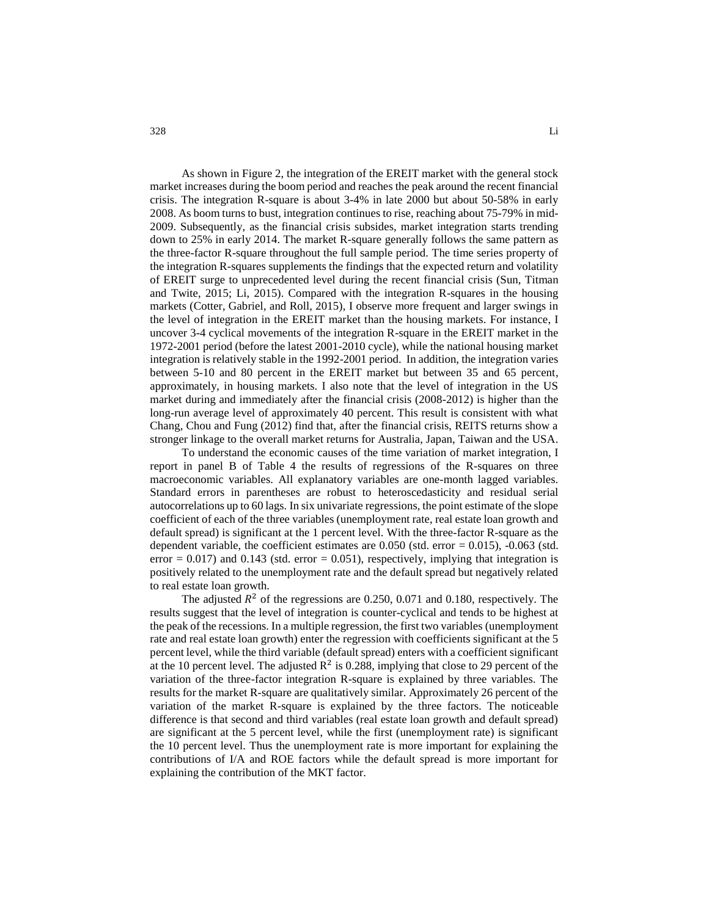As shown in Figure 2, the integration of the EREIT market with the general stock market increases during the boom period and reaches the peak around the recent financial crisis. The integration R-square is about 3-4% in late 2000 but about 50-58% in early 2008. As boom turns to bust, integration continues to rise, reaching about 75-79% in mid-2009. Subsequently, as the financial crisis subsides, market integration starts trending down to 25% in early 2014. The market R-square generally follows the same pattern as the three-factor R-square throughout the full sample period. The time series property of the integration R-squares supplements the findings that the expected return and volatility of EREIT surge to unprecedented level during the recent financial crisis (Sun, Titman and Twite, 2015; Li, 2015). Compared with the integration R-squares in the housing markets (Cotter, Gabriel, and Roll, 2015), I observe more frequent and larger swings in the level of integration in the EREIT market than the housing markets. For instance, I uncover 3-4 cyclical movements of the integration R-square in the EREIT market in the 1972-2001 period (before the latest 2001-2010 cycle), while the national housing market integration is relatively stable in the 1992-2001 period. In addition, the integration varies between 5-10 and 80 percent in the EREIT market but between 35 and 65 percent, approximately, in housing markets. I also note that the level of integration in the US market during and immediately after the financial crisis (2008-2012) is higher than the long-run average level of approximately 40 percent. This result is consistent with what Chang, Chou and Fung (2012) find that, after the financial crisis, REITS returns show a stronger linkage to the overall market returns for Australia, Japan, Taiwan and the USA.

To understand the economic causes of the time variation of market integration, I report in panel B of Table 4 the results of regressions of the R-squares on three macroeconomic variables. All explanatory variables are one-month lagged variables. Standard errors in parentheses are robust to heteroscedasticity and residual serial autocorrelations up to 60 lags. In six univariate regressions, the point estimate of the slope coefficient of each of the three variables (unemployment rate, real estate loan growth and default spread) is significant at the 1 percent level. With the three-factor R-square as the dependent variable, the coefficient estimates are 0.050 (std. error = 0.015), -0.063 (std. error = 0.017) and 0.143 (std. error = 0.051), respectively, implying that integration is positively related to the unemployment rate and the default spread but negatively related to real estate loan growth.

The adjusted $R^2$ of the regressions are 0.250, 0.071 and 0.180, respectively. The results suggest that the level of integration is counter-cyclical and tends to be highest at the peak of the recessions. In a multiple regression, the first two variables (unemployment rate and real estate loan growth) enter the regression with coefficients significant at the 5 percent level, while the third variable (default spread) enters with a coefficient significant at the 10 percent level. The adjusted $R^2$ is 0.288, implying that close to 29 percent of the variation of the three-factor integration R-square is explained by three variables. The results for the market R-square are qualitatively similar. Approximately 26 percent of the variation of the market R-square is explained by the three factors. The noticeable difference is that second and third variables (real estate loan growth and default spread) are significant at the 5 percent level, while the first (unemployment rate) is significant the 10 percent level. Thus the unemployment rate is more important for explaining the contributions of I/A and ROE factors while the default spread is more important for explaining the contribution of the MKT factor.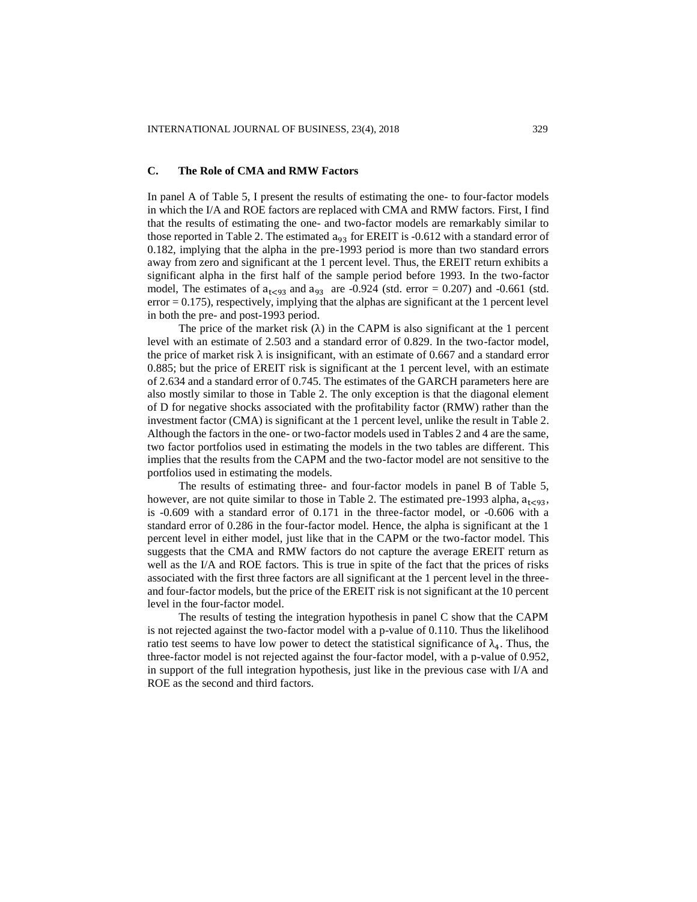### C. The Role of CMA and RMW Factors

In panel A of Table 5, I present the results of estimating the one- to four-factor models in which the I/A and ROE factors are replaced with CMA and RMW factors. First, I find that the results of estimating the one- and two-factor models are remarkably similar to those reported in Table 2. The estimated $a_{93}$ for EREIT is -0.612 with a standard error of 0.182, implying that the alpha in the pre-1993 period is more than two standard errors away from zero and significant at the 1 percent level. Thus, the EREIT return exhibits a significant alpha in the first half of the sample period before 1993. In the two-factor model, The estimates of $a_{t<93}$ and $a_{93}$ are -0.924 (std. error = 0.207) and -0.661 (std. error = 0.175), respectively, implying that the alphas are significant at the 1 percent level in both the pre- and post-1993 period.

The price of the market risk ($\lambda$) in the CAPM is also significant at the 1 percent level with an estimate of 2.503 and a standard error of 0.829. In the two-factor model, the price of market risk $\lambda$ is insignificant, with an estimate of 0.667 and a standard error 0.885; but the price of EREIT risk is significant at the 1 percent level, with an estimate of 2.634 and a standard error of 0.745. The estimates of the GARCH parameters here are also mostly similar to those in Table 2. The only exception is that the diagonal element of D for negative shocks associated with the profitability factor (RMW) rather than the investment factor (CMA) is significant at the 1 percent level, unlike the result in Table 2. Although the factors in the one- or two-factor models used in Tables 2 and 4 are the same, two factor portfolios used in estimating the models in the two tables are different. This implies that the results from the CAPM and the two-factor model are not sensitive to the portfolios used in estimating the models.

The results of estimating three- and four-factor models in panel B of Table 5, however, are not quite similar to those in Table 2. The estimated pre-1993 alpha, $a_{t<93}$, is -0.609 with a standard error of 0.171 in the three-factor model, or -0.606 with a standard error of 0.286 in the four-factor model. Hence, the alpha is significant at the 1 percent level in either model, just like that in the CAPM or the two-factor model. This suggests that the CMA and RMW factors do not capture the average EREIT return as well as the I/A and ROE factors. This is true in spite of the fact that the prices of risks associated with the first three factors are all significant at the 1 percent level in the three- and four-factor models, but the price of the EREIT risk is not significant at the 10 percent level in the four-factor model.

The results of testing the integration hypothesis in panel C show that the CAPM is not rejected against the two-factor model with a p-value of 0.110. Thus the likelihood ratio test seems to have low power to detect the statistical significance of $\lambda_4$. Thus, the three-factor model is not rejected against the four-factor model, with a p-value of 0.952, in support of the full integration hypothesis, just like in the previous case with I/A and ROE as the second and third factors.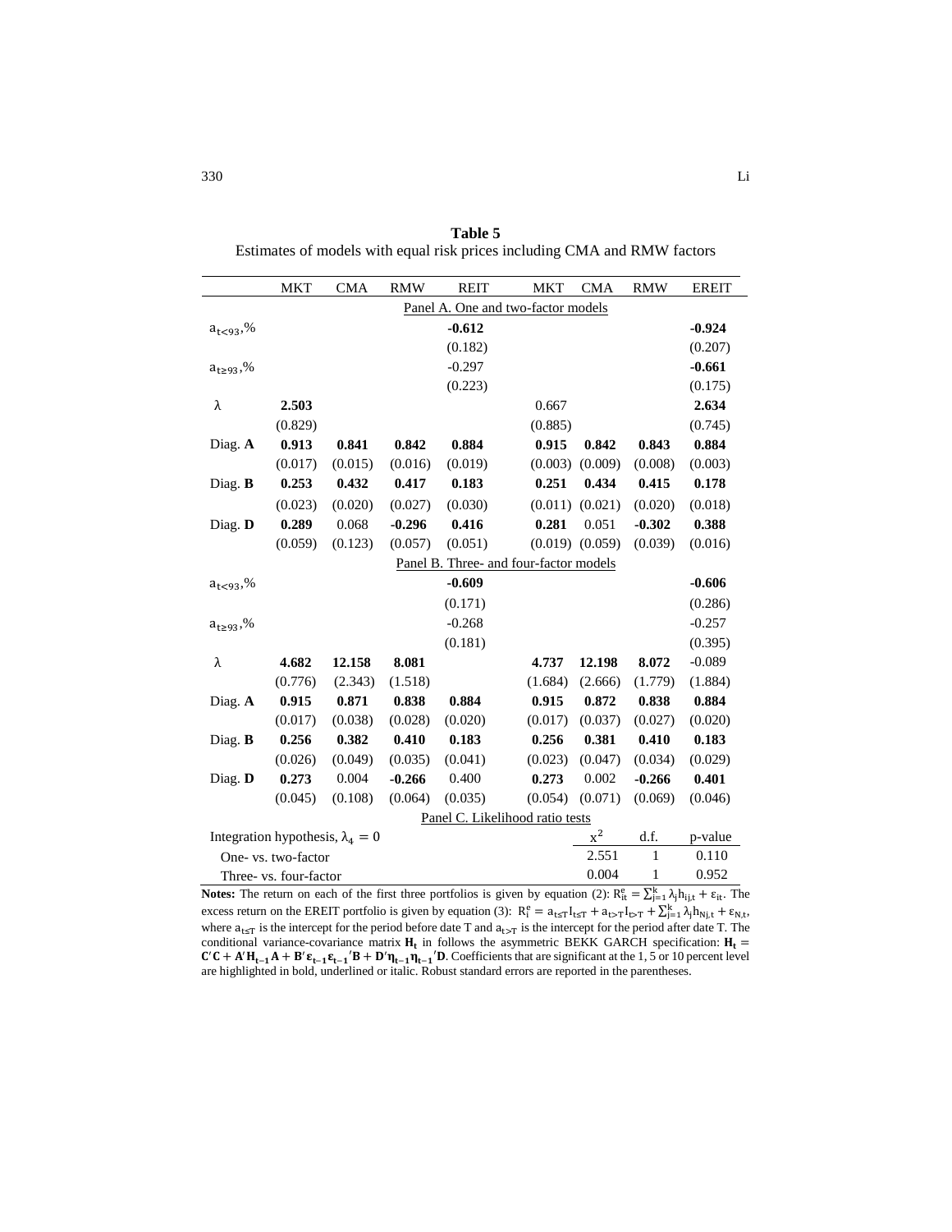**Table 5**

Estimates of models with equal risk prices including CMA and RMW factors

| | MKT | CMA | RMW | REIT | MKT | CMA | RMW | EREIT |
|---|---|---|---|---|---|---|---|---|
| | | | | Panel A. One and two-factor models | | | | |
| $a_{t<93}$,% | | | | **-0.612** | | | | **-0.924** |
| | | | | (0.182) | | | | (0.207) |
| $a_{t\geq 93}$,% | | | | -0.297 | | | | **-0.661** |
| | | | | (0.223) | | | | (0.175) |
| λ | **2.503** | | | | 0.667 | | | **2.634** |
| | (0.829) | | | | (0.885) | | | (0.745) |
| Diag. **A** | **0.913** | **0.841** | **0.842** | **0.884** | **0.915** | **0.842** | **0.843** | **0.884** |
| | (0.017) | (0.015) | (0.016) | (0.019) | (0.003) | (0.009) | (0.008) | (0.003) |
| Diag. **B** | **0.253** | **0.432** | **0.417** | **0.183** | **0.251** | **0.434** | **0.415** | **0.178** |
| | (0.023) | (0.020) | (0.027) | (0.030) | (0.011) | (0.021) | (0.020) | (0.018) |
| Diag. **D** | **0.289** | 0.068 | **-0.296** | **0.416** | **0.281** | 0.051 | **-0.302** | **0.388** |
| | (0.059) | (0.123) | (0.057) | (0.051) | (0.019) | (0.059) | (0.039) | (0.016) |
| | | | | Panel B. Three- and four-factor models | | | | |
| $a_{t<93}$,% | | | | **-0.609** | | | | **-0.606** |
| | | | | (0.171) | | | | (0.286) |
| $a_{t\geq 93}$,% | | | | -0.268 | | | | -0.257 |
| | | | | (0.181) | | | | (0.395) |
| λ | **4.682** | **12.158** | **8.081** | | **4.737** | **12.198** | **8.072** | -0.089 |
| | (0.776) | (2.343) | (1.518) | | (1.684) | (2.666) | (1.779) | (1.884) |
| Diag. **A** | **0.915** | **0.871** | **0.838** | **0.884** | **0.915** | **0.872** | **0.838** | **0.884** |
| | (0.017) | (0.038) | (0.028) | (0.020) | (0.017) | (0.037) | (0.027) | (0.020) |
| Diag. **B** | **0.256** | **0.382** | **0.410** | **0.183** | **0.256** | **0.381** | **0.410** | **0.183** |
| | (0.026) | (0.049) | (0.035) | (0.041) | (0.023) | (0.047) | (0.034) | (0.029) |
| Diag. **D** | **0.273** | 0.004 | **-0.266** | 0.400 | **0.273** | 0.002 | **-0.266** | **0.401** |
| | (0.045) | (0.108) | (0.064) | (0.035) | (0.054) | (0.071) | (0.069) | (0.046) |
| | | | | Panel C. Likelihood ratio tests | | | | |
| Integration hypothesis, $\lambda_4 = 0$ | | | | | | $x^2$ | d.f. | p-value |
| One- vs. two-factor | | | | | | 2.551 | 1 | 0.110 |
| Three- vs. four-factor | | | | | | 0.004 | 1 | 0.952 |

**Notes:** The return on each of the first three portfolios is given by equation (2): $R^e_{it} = \sum_{j=1}^{k} \lambda_j h_{ij,t} + \varepsilon_{it}$. The excess return on the EREIT portfolio is given by equation (3): $R^e_i = a_{t\leq T} I_{t\leq T} + a_{t>T} I_{t>T} + \sum_{j=1}^{k} \lambda_j h_{Nj,t} + \varepsilon_{N,t}$, where $a_{t\leq T}$ is the intercept for the period before date T and $a_{t>T}$ is the intercept for the period after date T. The conditional variance-covariance matrix $\mathbf{H_t}$ in follows the asymmetric BEKK GARCH specification: $\mathbf{H_t} = \mathbf{C'C} + \mathbf{A'H_{t-1}A} + \mathbf{B'\varepsilon_{t-1}\varepsilon_{t-1}'B} + \mathbf{D'\eta_{t-1}\eta_{t-1}'D}$. Coefficients that are significant at the 1, 5 or 10 percent level are highlighted in bold, underlined or italic. Robust standard errors are reported in the parentheses.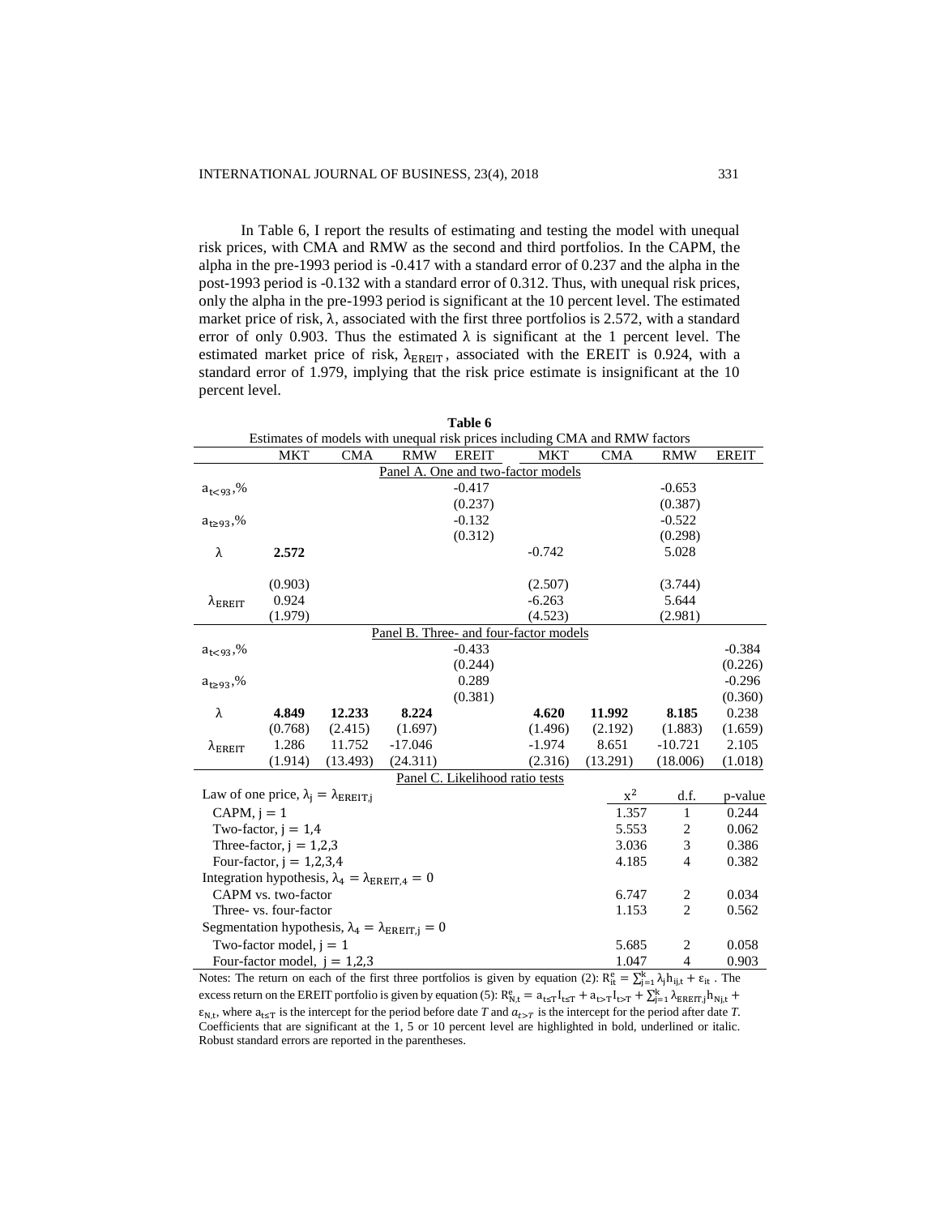In Table 6, I report the results of estimating and testing the model with unequal risk prices, with CMA and RMW as the second and third portfolios. In the CAPM, the alpha in the pre-1993 period is -0.417 with a standard error of 0.237 and the alpha in the post-1993 period is -0.132 with a standard error of 0.312. Thus, with unequal risk prices, only the alpha in the pre-1993 period is significant at the 10 percent level. The estimated market price of risk, λ, associated with the first three portfolios is 2.572, with a standard error of only 0.903. Thus the estimated λ is significant at the 1 percent level. The estimated market price of risk, $\lambda_{EREIT}$, associated with the EREIT is 0.924, with a standard error of 1.979, implying that the risk price estimate is insignificant at the 10 percent level.

**Table 6**

Estimates of models with unequal risk prices including CMA and RMW factors

| | MKT | CMA | RMW | EREIT | MKT | CMA | RMW | EREIT |
|---|---|---|---|---|---|---|---|---|
| | Panel A. One and two-factor models | | | | | | | |
| $a_{t<93}$,% | | | | -0.417 | | | -0.653 | |
| | | | | (0.237) | | | (0.387) | |
| $a_{t\geq 93}$,% | | | | -0.132 | | | -0.522 | |
| | | | | (0.312) | | | (0.298) | |
| λ | **2.572** | | | | -0.742 | | 5.028 | |
| | (0.903) | | | | (2.507) | | (3.744) | |
| $\lambda_{EREIT}$ | 0.924 | | | | -6.263 | | 5.644 | |
| | (1.979) | | | | (4.523) | | (2.981) | |
| | Panel B. Three- and four-factor models | | | | | | | |
| $a_{t<93}$,% | | | | -0.433 | | | | -0.384 |
| | | | | (0.244) | | | | (0.226) |
| $a_{t\geq 93}$,% | | | | 0.289 | | | | -0.296 |
| | | | | (0.381) | | | | (0.360) |
| λ | **4.849** | **12.233** | **8.224** | | **4.620** | **11.992** | **8.185** | 0.238 |
| | (0.768) | (2.415) | (1.697) | | (1.496) | (2.192) | (1.883) | (1.659) |
| $\lambda_{EREIT}$ | 1.286 | 11.752 | -17.046 | | -1.974 | 8.651 | -10.721 | 2.105 |
| | (1.914) | (13.493) | (24.311) | | (2.316) | (13.291) | (18.006) | (1.018) |
| | Panel C. Likelihood ratio tests | | | | | | | |
| Law of one price, $\lambda_j = \lambda_{EREIT,j}$ | | | | | | $x^2$ | d.f. | p-value |
| CAPM, $j = 1$ | | | | | | 1.357 | 1 | 0.244 |
| Two-factor, $j = 1,4$ | | | | | | 5.553 | 2 | 0.062 |
| Three-factor, $j = 1,2,3$ | | | | | | 3.036 | 3 | 0.386 |
| Four-factor, $j = 1,2,3,4$ | | | | | | 4.185 | 4 | 0.382 |
| Integration hypothesis, $\lambda_4 = \lambda_{EREIT,4} = 0$ | | | | | | | | |
| CAPM vs. two-factor | | | | | | 6.747 | 2 | 0.034 |
| Three- vs. four-factor | | | | | | 1.153 | 2 | 0.562 |
| Segmentation hypothesis, $\lambda_4 = \lambda_{EREIT,j} = 0$ | | | | | | | | |
| Two-factor model, $j = 1$ | | | | | | 5.685 | 2 | 0.058 |
| Four-factor model, $j = 1,2,3$ | | | | | | 1.047 | 4 | 0.903 |

Notes: The return on each of the first three portfolios is given by equation (2): $R^e_{it} = \sum_{j=1}^{k} \lambda_j h_{ij,t} + \varepsilon_{it}$ . The excess return on the EREIT portfolio is given by equation (5): $R^e_{N,t} = a_{t\leq T} I_{t\leq T} + a_{t>T} I_{t>T} + \sum_{j=1}^{k} \lambda_{EREIT,j} h_{Nj,t} + \varepsilon_{N,t}$, where $a_{t\leq T}$ is the intercept for the period before date *T* and $a_{t>T}$ is the intercept for the period after date *T*. Coefficients that are significant at the 1, 5 or 10 percent level are highlighted in bold, underlined or italic. Robust standard errors are reported in the parentheses.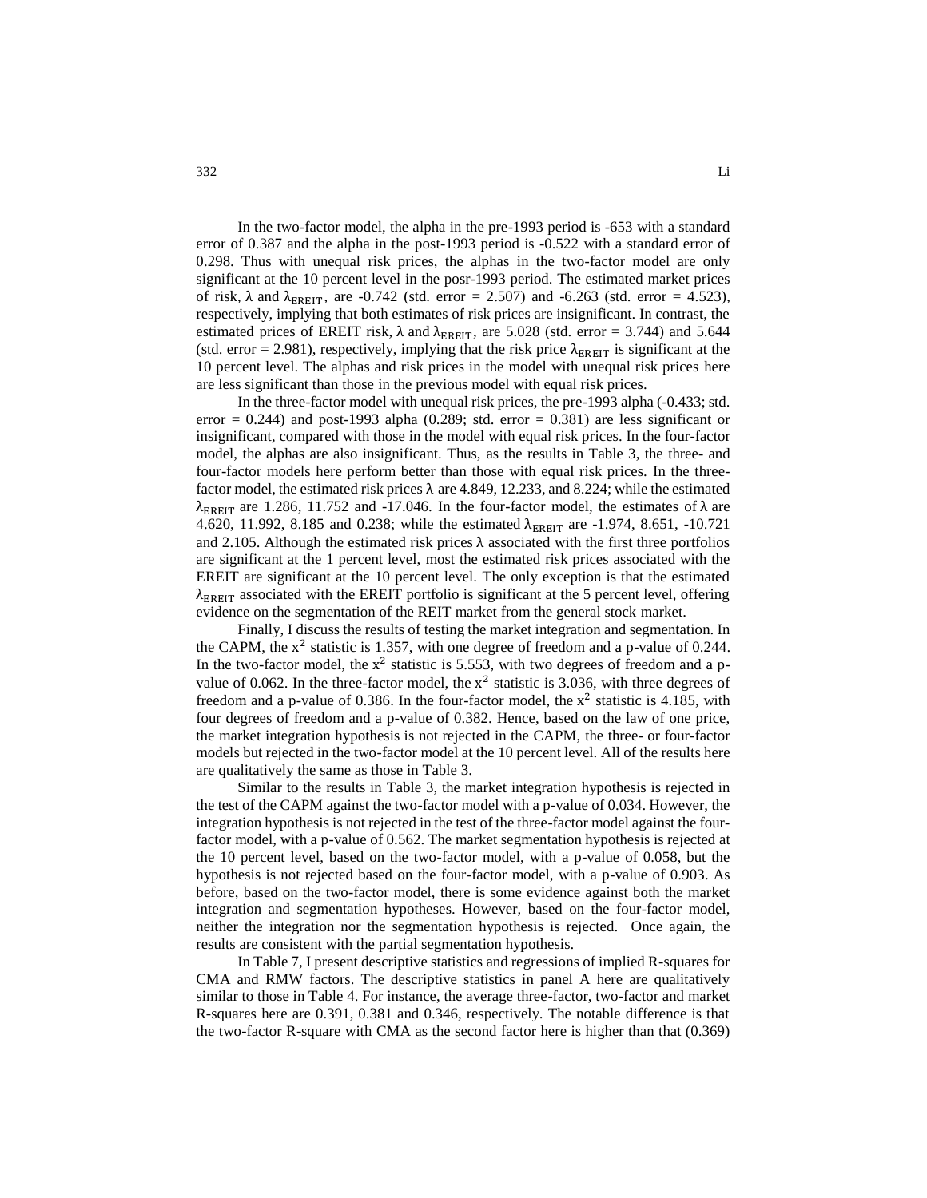In the two-factor model, the alpha in the pre-1993 period is -653 with a standard error of 0.387 and the alpha in the post-1993 period is -0.522 with a standard error of 0.298. Thus with unequal risk prices, the alphas in the two-factor model are only significant at the 10 percent level in the posr-1993 period. The estimated market prices of risk, $\lambda$ and $\lambda_{\text{EREIT}}$, are -0.742 (std. error = 2.507) and -6.263 (std. error = 4.523), respectively, implying that both estimates of risk prices are insignificant. In contrast, the estimated prices of EREIT risk, $\lambda$ and $\lambda_{\text{EREIT}}$, are 5.028 (std. error = 3.744) and 5.644 (std. error = 2.981), respectively, implying that the risk price $\lambda_{\text{EREIT}}$ is significant at the 10 percent level. The alphas and risk prices in the model with unequal risk prices here are less significant than those in the previous model with equal risk prices.

In the three-factor model with unequal risk prices, the pre-1993 alpha (-0.433; std. error = 0.244) and post-1993 alpha (0.289; std. error = 0.381) are less significant or insignificant, compared with those in the model with equal risk prices. In the four-factor model, the alphas are also insignificant. Thus, as the results in Table 3, the three- and four-factor models here perform better than those with equal risk prices. In the three-factor model, the estimated risk prices $\lambda$ are 4.849, 12.233, and 8.224; while the estimated $\lambda_{\text{EREIT}}$ are 1.286, 11.752 and -17.046. In the four-factor model, the estimates of $\lambda$ are 4.620, 11.992, 8.185 and 0.238; while the estimated $\lambda_{\text{EREIT}}$ are -1.974, 8.651, -10.721 and 2.105. Although the estimated risk prices $\lambda$ associated with the first three portfolios are significant at the 1 percent level, most the estimated risk prices associated with the EREIT are significant at the 10 percent level. The only exception is that the estimated $\lambda_{\text{EREIT}}$ associated with the EREIT portfolio is significant at the 5 percent level, offering evidence on the segmentation of the REIT market from the general stock market.

Finally, I discuss the results of testing the market integration and segmentation. In the CAPM, the $x^2$ statistic is 1.357, with one degree of freedom and a p-value of 0.244. In the two-factor model, the $x^2$ statistic is 5.553, with two degrees of freedom and a p-value of 0.062. In the three-factor model, the $x^2$ statistic is 3.036, with three degrees of freedom and a p-value of 0.386. In the four-factor model, the $x^2$ statistic is 4.185, with four degrees of freedom and a p-value of 0.382. Hence, based on the law of one price, the market integration hypothesis is not rejected in the CAPM, the three- or four-factor models but rejected in the two-factor model at the 10 percent level. All of the results here are qualitatively the same as those in Table 3.

Similar to the results in Table 3, the market integration hypothesis is rejected in the test of the CAPM against the two-factor model with a p-value of 0.034. However, the integration hypothesis is not rejected in the test of the three-factor model against the four-factor model, with a p-value of 0.562. The market segmentation hypothesis is rejected at the 10 percent level, based on the two-factor model, with a p-value of 0.058, but the hypothesis is not rejected based on the four-factor model, with a p-value of 0.903. As before, based on the two-factor model, there is some evidence against both the market integration and segmentation hypotheses. However, based on the four-factor model, neither the integration nor the segmentation hypothesis is rejected. Once again, the results are consistent with the partial segmentation hypothesis.

In Table 7, I present descriptive statistics and regressions of implied R-squares for CMA and RMW factors. The descriptive statistics in panel A here are qualitatively similar to those in Table 4. For instance, the average three-factor, two-factor and market R-squares here are 0.391, 0.381 and 0.346, respectively. The notable difference is that the two-factor R-square with CMA as the second factor here is higher than that (0.369)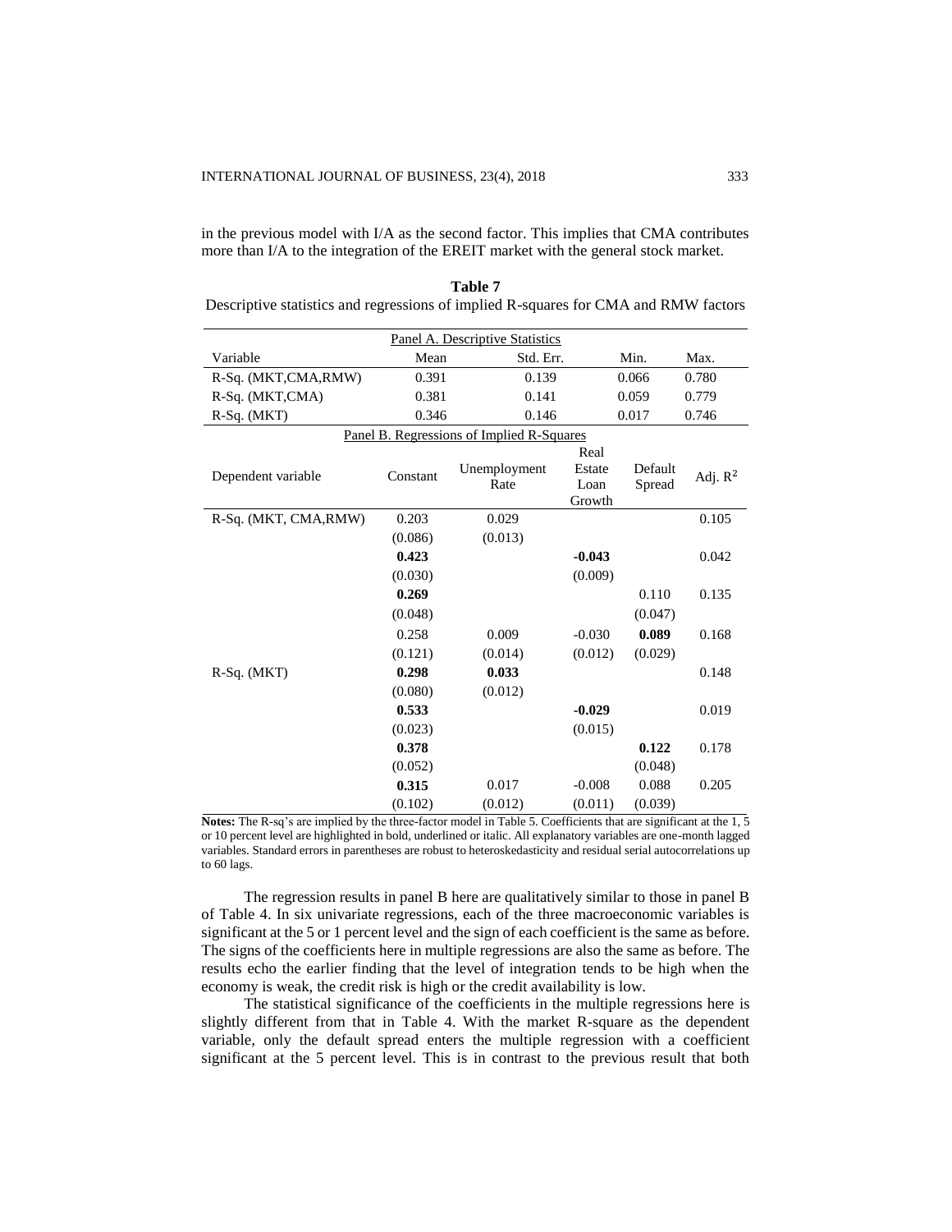in the previous model with I/A as the second factor. This implies that CMA contributes more than I/A to the integration of the EREIT market with the general stock market.

**Table 7**
Descriptive statistics and regressions of implied R-squares for CMA and RMW factors

| Panel A. Descriptive Statistics | | | | |
|---|---|---|---|---|
| Variable | Mean | Std. Err. | Min. | Max. |
| R-Sq. (MKT,CMA,RMW) | 0.391 | 0.139 | 0.066 | 0.780 |
| R-Sq. (MKT,CMA) | 0.381 | 0.141 | 0.059 | 0.779 |
| R-Sq. (MKT) | 0.346 | 0.146 | 0.017 | 0.746 |

| Panel B. Regressions of Implied R-Squares | | | | | |
|---|---|---|---|---|---|
| Dependent variable | Constant | Unemployment Rate | Real Estate Loan Growth | Default Spread | Adj. $R^2$ |
| R-Sq. (MKT, CMA,RMW) | 0.203 | 0.029 | | | 0.105 |
| | (0.086) | (0.013) | | | |
| | **0.423** | | **-0.043** | | 0.042 |
| | (0.030) | | (0.009) | | |
| | **0.269** | | | 0.110 | 0.135 |
| | (0.048) | | | (0.047) | |
| | 0.258 | 0.009 | -0.030 | **0.089** | 0.168 |
| | (0.121) | (0.014) | (0.012) | (0.029) | |
| R-Sq. (MKT) | **0.298** | **0.033** | | | 0.148 |
| | (0.080) | (0.012) | | | |
| | **0.533** | | **-0.029** | | 0.019 |
| | (0.023) | | (0.015) | | |
| | **0.378** | | | **0.122** | 0.178 |
| | (0.052) | | | (0.048) | |
| | **0.315** | 0.017 | -0.008 | 0.088 | 0.205 |
| | (0.102) | (0.012) | (0.011) | (0.039) | |

**Notes:** The R-sq's are implied by the three-factor model in Table 5. Coefficients that are significant at the 1, 5 or 10 percent level are highlighted in bold, underlined or italic. All explanatory variables are one-month lagged variables. Standard errors in parentheses are robust to heteroskedasticity and residual serial autocorrelations up to 60 lags.

The regression results in panel B here are qualitatively similar to those in panel B of Table 4. In six univariate regressions, each of the three macroeconomic variables is significant at the 5 or 1 percent level and the sign of each coefficient is the same as before. The signs of the coefficients here in multiple regressions are also the same as before. The results echo the earlier finding that the level of integration tends to be high when the economy is weak, the credit risk is high or the credit availability is low.

The statistical significance of the coefficients in the multiple regressions here is slightly different from that in Table 4. With the market R-square as the dependent variable, only the default spread enters the multiple regression with a coefficient significant at the 5 percent level. This is in contrast to the previous result that both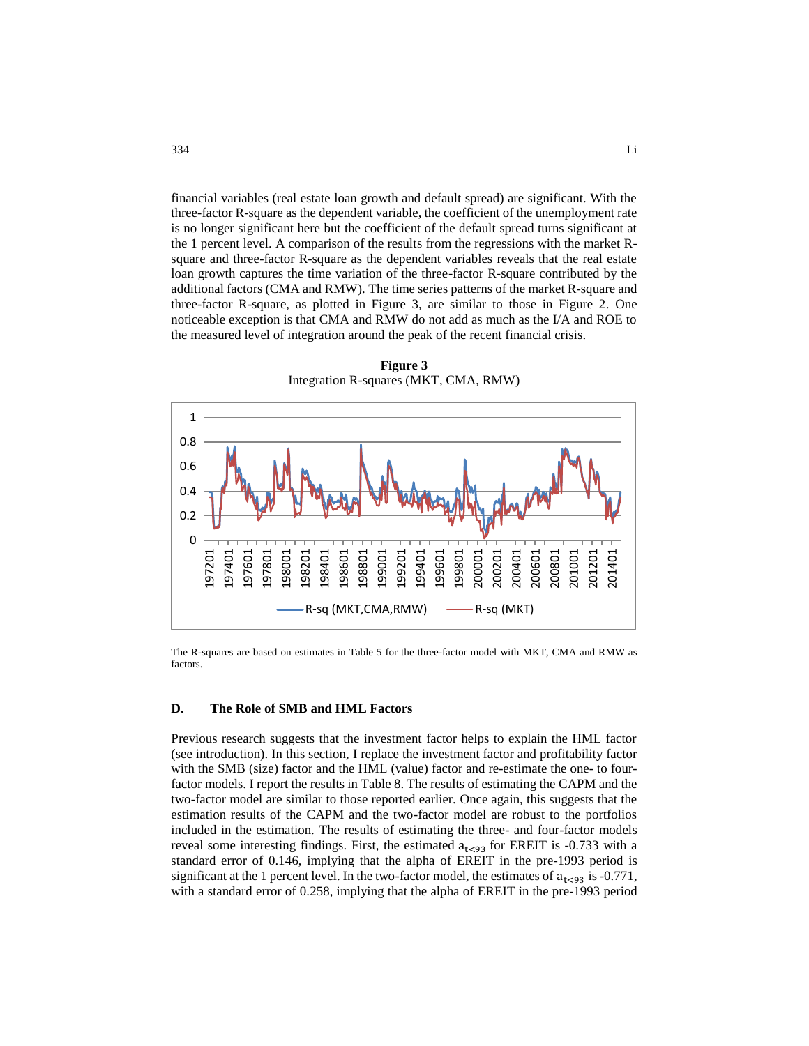financial variables (real estate loan growth and default spread) are significant. With the three-factor R-square as the dependent variable, the coefficient of the unemployment rate is no longer significant here but the coefficient of the default spread turns significant at the 1 percent level. A comparison of the results from the regressions with the market R-square and three-factor R-square as the dependent variables reveals that the real estate loan growth captures the time variation of the three-factor R-square contributed by the additional factors (CMA and RMW). The time series patterns of the market R-square and three-factor R-square, as plotted in Figure 3, are similar to those in Figure 2. One noticeable exception is that CMA and RMW do not add as much as the I/A and ROE to the measured level of integration around the peak of the recent financial crisis.

**Figure 3**
Integration R-squares (MKT, CMA, RMW)

The R-squares are based on estimates in Table 5 for the three-factor model with MKT, CMA and RMW as factors.

### D. The Role of SMB and HML Factors

Previous research suggests that the investment factor helps to explain the HML factor (see introduction). In this section, I replace the investment factor and profitability factor with the SMB (size) factor and the HML (value) factor and re-estimate the one- to four-factor models. I report the results in Table 8. The results of estimating the CAPM and the two-factor model are similar to those reported earlier. Once again, this suggests that the estimation results of the CAPM and the two-factor model are robust to the portfolios included in the estimation. The results of estimating the three- and four-factor models reveal some interesting findings. First, the estimated $a_{t<93}$ for EREIT is -0.733 with a standard error of 0.146, implying that the alpha of EREIT in the pre-1993 period is significant at the 1 percent level. In the two-factor model, the estimates of $a_{t<93}$ is -0.771, with a standard error of 0.258, implying that the alpha of EREIT in the pre-1993 period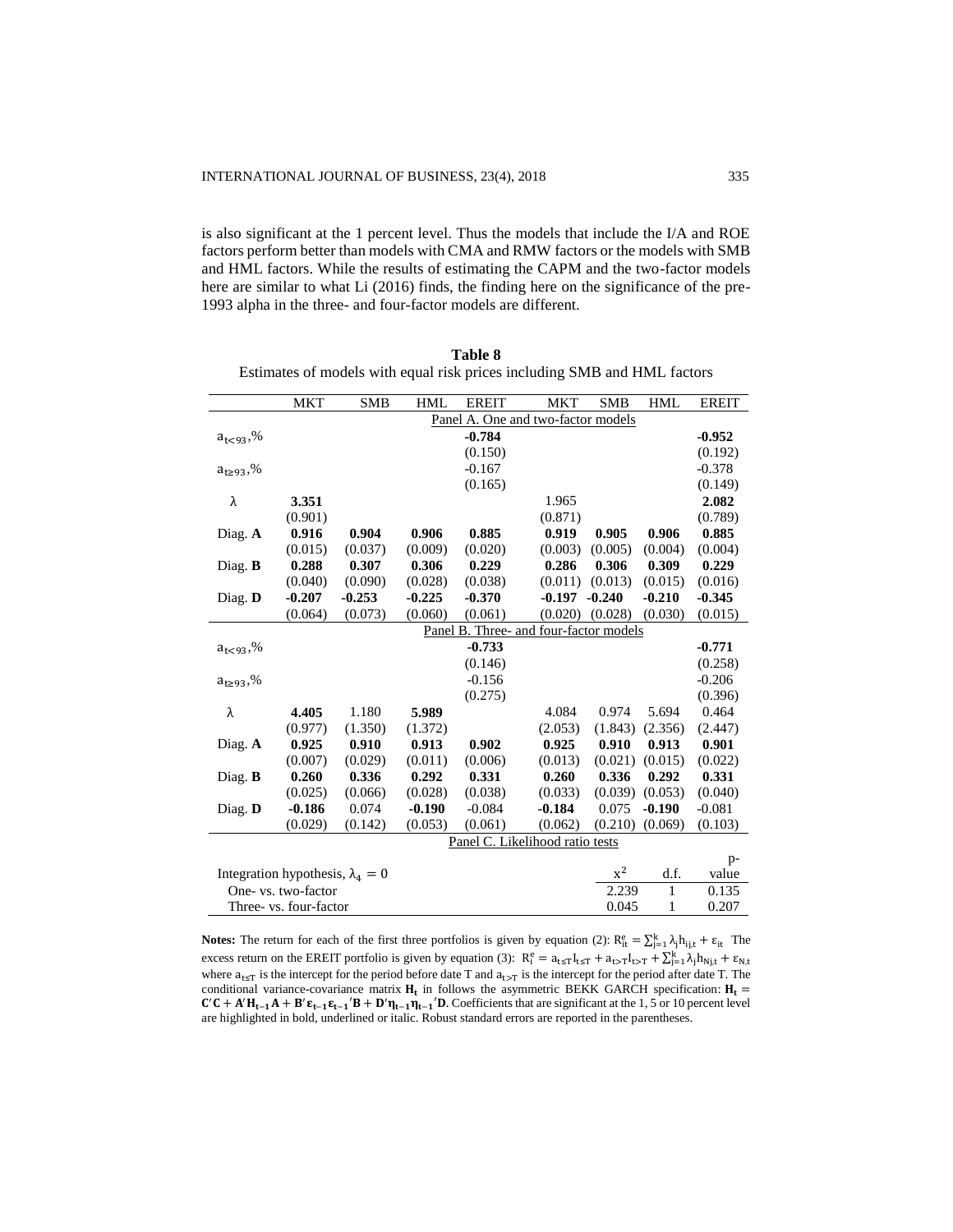is also significant at the 1 percent level. Thus the models that include the I/A and ROE factors perform better than models with CMA and RMW factors or the models with SMB and HML factors. While the results of estimating the CAPM and the two-factor models here are similar to what Li (2016) finds, the finding here on the significance of the pre-1993 alpha in the three- and four-factor models are different.

**Table 8**

Estimates of models with equal risk prices including SMB and HML factors

| | MKT | SMB | HML | EREIT | MKT | SMB | HML | EREIT |
|---|---|---|---|---|---|---|---|---|
| | Panel A. One and two-factor models | | | | | | | |
| $a_{t<93}$,% | | | | **-0.784** | | | | **-0.952** |
| | | | | (0.150) | | | | (0.192) |
| $a_{t\geq 93}$,% | | | | -0.167 | | | | -0.378 |
| | | | | (0.165) | | | | (0.149) |
| λ | **3.351** | | | | 1.965 | | | **2.082** |
| | (0.901) | | | | (0.871) | | | (0.789) |
| Diag. **A** | **0.916** | **0.904** | **0.906** | **0.885** | **0.919** | **0.905** | **0.906** | **0.885** |
| | (0.015) | (0.037) | (0.009) | (0.020) | (0.003) | (0.005) | (0.004) | (0.004) |
| Diag. **B** | **0.288** | **0.307** | **0.306** | **0.229** | **0.286** | **0.306** | **0.309** | **0.229** |
| | (0.040) | (0.090) | (0.028) | (0.038) | (0.011) | (0.013) | (0.015) | (0.016) |
| Diag. **D** | **-0.207** | **-0.253** | **-0.225** | **-0.370** | **-0.197** | **-0.240** | **-0.210** | **-0.345** |
| | (0.064) | (0.073) | (0.060) | (0.061) | (0.020) | (0.028) | (0.030) | (0.015) |
| | Panel B. Three- and four-factor models | | | | | | | |
| $a_{t<93}$,% | | | | **-0.733** | | | | **-0.771** |
| | | | | (0.146) | | | | (0.258) |
| $a_{t\geq 93}$,% | | | | -0.156 | | | | -0.206 |
| | | | | (0.275) | | | | (0.396) |
| λ | **4.405** | 1.180 | **5.989** | | 4.084 | 0.974 | 5.694 | 0.464 |
| | (0.977) | (1.350) | (1.372) | | (2.053) | (1.843) | (2.356) | (2.447) |
| Diag. **A** | **0.925** | **0.910** | **0.913** | **0.902** | **0.925** | **0.910** | **0.913** | **0.901** |
| | (0.007) | (0.029) | (0.011) | (0.006) | (0.013) | (0.021) | (0.015) | (0.022) |
| Diag. **B** | **0.260** | **0.336** | **0.292** | **0.331** | **0.260** | **0.336** | **0.292** | **0.331** |
| | (0.025) | (0.066) | (0.028) | (0.038) | (0.033) | (0.039) | (0.053) | (0.040) |
| Diag. **D** | **-0.186** | 0.074 | **-0.190** | -0.084 | **-0.184** | 0.075 | **-0.190** | -0.081 |
| | (0.029) | (0.142) | (0.053) | (0.061) | (0.062) | (0.210) | (0.069) | (0.103) |
| | Panel C. Likelihood ratio tests | | | | | | | |
| Integration hypothesis, $\lambda_4 = 0$ | | | | | | $x^2$ | d.f. | p-value |
| One- vs. two-factor | | | | | | 2.239 | 1 | 0.135 |
| Three- vs. four-factor | | | | | | 0.045 | 1 | 0.207 |

**Notes:** The return for each of the first three portfolios is given by equation (2): $R_{it}^e = \sum_{j=1}^{k} \lambda_j h_{ij,t} + \varepsilon_{it}$ The excess return on the EREIT portfolio is given by equation (3): $R_i^e = a_{t\leq T} I_{t\leq T} + a_{t>T} I_{t>T} + \sum_{j=1}^{k} \lambda_j h_{Nj,t} + \varepsilon_{N,t}$ where $a_{t\leq T}$ is the intercept for the period before date T and $a_{t>T}$ is the intercept for the period after date T. The conditional variance-covariance matrix $\mathbf{H_t}$ in follows the asymmetric BEKK GARCH specification: $\mathbf{H_t} = \mathbf{C'C} + \mathbf{A'H_{t-1}A} + \mathbf{B'\varepsilon_{t-1}\varepsilon_{t-1}'B} + \mathbf{D'\eta_{t-1}\eta_{t-1}'D}$. Coefficients that are significant at the 1, 5 or 10 percent level are highlighted in bold, underlined or italic. Robust standard errors are reported in the parentheses.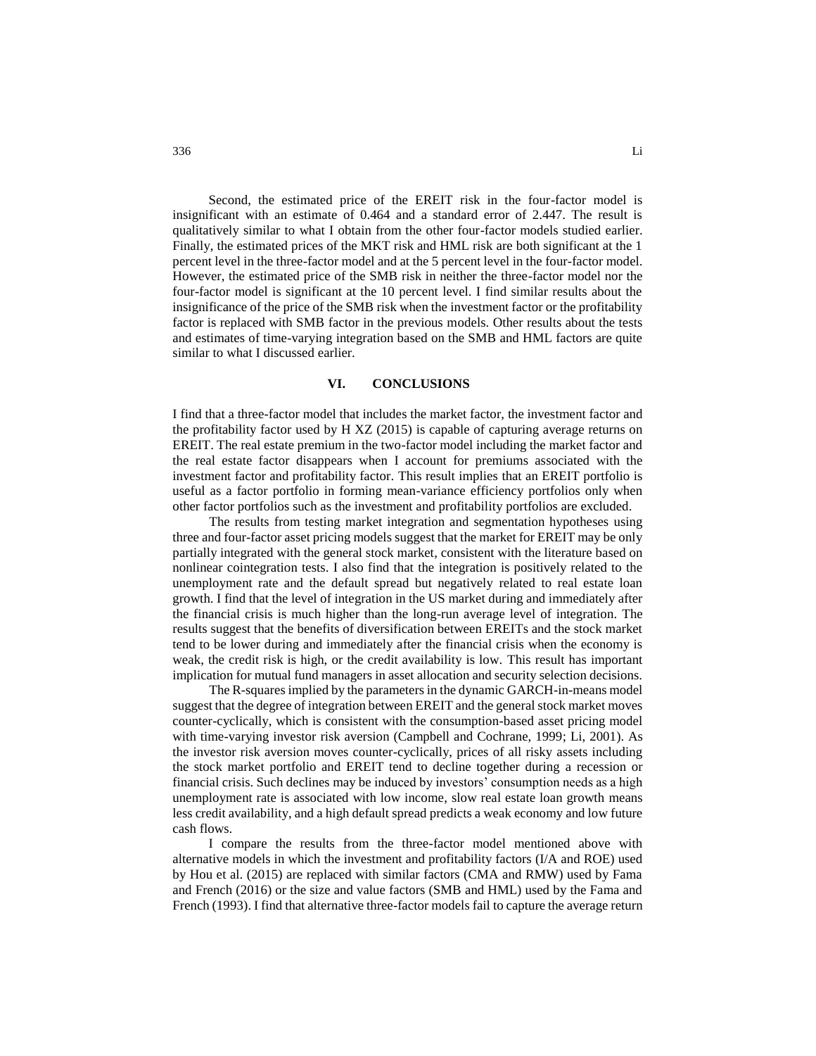Second, the estimated price of the EREIT risk in the four-factor model is insignificant with an estimate of 0.464 and a standard error of 2.447. The result is qualitatively similar to what I obtain from the other four-factor models studied earlier. Finally, the estimated prices of the MKT risk and HML risk are both significant at the 1 percent level in the three-factor model and at the 5 percent level in the four-factor model. However, the estimated price of the SMB risk in neither the three-factor model nor the four-factor model is significant at the 10 percent level. I find similar results about the insignificance of the price of the SMB risk when the investment factor or the profitability factor is replaced with SMB factor in the previous models. Other results about the tests and estimates of time-varying integration based on the SMB and HML factors are quite similar to what I discussed earlier.

## VI. CONCLUSIONS

I find that a three-factor model that includes the market factor, the investment factor and the profitability factor used by H XZ (2015) is capable of capturing average returns on EREIT. The real estate premium in the two-factor model including the market factor and the real estate factor disappears when I account for premiums associated with the investment factor and profitability factor. This result implies that an EREIT portfolio is useful as a factor portfolio in forming mean-variance efficiency portfolios only when other factor portfolios such as the investment and profitability portfolios are excluded.

The results from testing market integration and segmentation hypotheses using three and four-factor asset pricing models suggest that the market for EREIT may be only partially integrated with the general stock market, consistent with the literature based on nonlinear cointegration tests. I also find that the integration is positively related to the unemployment rate and the default spread but negatively related to real estate loan growth. I find that the level of integration in the US market during and immediately after the financial crisis is much higher than the long-run average level of integration. The results suggest that the benefits of diversification between EREITs and the stock market tend to be lower during and immediately after the financial crisis when the economy is weak, the credit risk is high, or the credit availability is low. This result has important implication for mutual fund managers in asset allocation and security selection decisions.

The R-squares implied by the parameters in the dynamic GARCH-in-means model suggest that the degree of integration between EREIT and the general stock market moves counter-cyclically, which is consistent with the consumption-based asset pricing model with time-varying investor risk aversion (Campbell and Cochrane, 1999; Li, 2001). As the investor risk aversion moves counter-cyclically, prices of all risky assets including the stock market portfolio and EREIT tend to decline together during a recession or financial crisis. Such declines may be induced by investors' consumption needs as a high unemployment rate is associated with low income, slow real estate loan growth means less credit availability, and a high default spread predicts a weak economy and low future cash flows.

I compare the results from the three-factor model mentioned above with alternative models in which the investment and profitability factors (I/A and ROE) used by Hou et al. (2015) are replaced with similar factors (CMA and RMW) used by Fama and French (2016) or the size and value factors (SMB and HML) used by the Fama and French (1993). I find that alternative three-factor models fail to capture the average return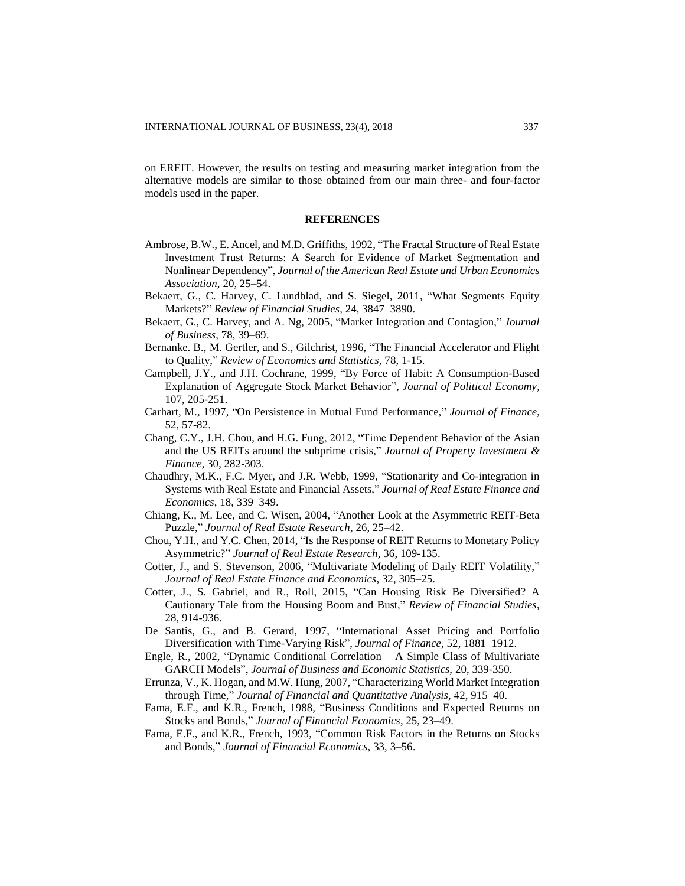on EREIT. However, the results on testing and measuring market integration from the alternative models are similar to those obtained from our main three- and four-factor models used in the paper.

## REFERENCES

Ambrose, B.W., E. Ancel, and M.D. Griffiths, 1992, "The Fractal Structure of Real Estate Investment Trust Returns: A Search for Evidence of Market Segmentation and Nonlinear Dependency", *Journal of the American Real Estate and Urban Economics Association*, 20, 25–54.

Bekaert, G., C. Harvey, C. Lundblad, and S. Siegel, 2011, "What Segments Equity Markets?" *Review of Financial Studies,* 24, 3847–3890.

Bekaert, G., C. Harvey, and A. Ng, 2005, "Market Integration and Contagion," *Journal of Business*, 78, 39–69.

Bernanke. B., M. Gertler, and S., Gilchrist, 1996, "The Financial Accelerator and Flight to Quality," *Review of Economics and Statistics,* 78, 1-15.

Campbell, J.Y., and J.H. Cochrane, 1999, "By Force of Habit: A Consumption-Based Explanation of Aggregate Stock Market Behavior", *Journal of Political Economy*, 107, 205-251.

Carhart, M., 1997, "On Persistence in Mutual Fund Performance," *Journal of Finance*, 52, 57-82.

Chang, C.Y., J.H. Chou, and H.G. Fung, 2012, "Time Dependent Behavior of the Asian and the US REITs around the subprime crisis," *Journal of Property Investment & Finance*, 30, 282-303.

Chaudhry, M.K., F.C. Myer, and J.R. Webb, 1999, "Stationarity and Co-integration in Systems with Real Estate and Financial Assets," *Journal of Real Estate Finance and Economics*, 18, 339–349.

Chiang, K., M. Lee, and C. Wisen, 2004, "Another Look at the Asymmetric REIT-Beta Puzzle," *Journal of Real Estate Research*, 26, 25–42.

Chou, Y.H., and Y.C. Chen, 2014, "Is the Response of REIT Returns to Monetary Policy Asymmetric?" *Journal of Real Estate Research,* 36, 109-135.

Cotter, J., and S. Stevenson, 2006, "Multivariate Modeling of Daily REIT Volatility," *Journal of Real Estate Finance and Economics*, 32, 305–25.

Cotter, J., S. Gabriel, and R., Roll, 2015, "Can Housing Risk Be Diversified? A Cautionary Tale from the Housing Boom and Bust," *Review of Financial Studies*, 28, 914-936.

De Santis, G., and B. Gerard, 1997, "International Asset Pricing and Portfolio Diversification with Time-Varying Risk", *Journal of Finance,* 52, 1881–1912.

Engle, R., 2002, "Dynamic Conditional Correlation – A Simple Class of Multivariate GARCH Models", *Journal of Business and Economic Statistics*, 20, 339-350.

Errunza, V., K. Hogan, and M.W. Hung, 2007, "Characterizing World Market Integration through Time," *Journal of Financial and Quantitative Analysis*, 42, 915–40.

Fama, E.F., and K.R., French, 1988, "Business Conditions and Expected Returns on Stocks and Bonds," *Journal of Financial Economics*, 25, 23–49.

Fama, E.F., and K.R., French, 1993, "Common Risk Factors in the Returns on Stocks and Bonds," *Journal of Financial Economics,* 33, 3–56.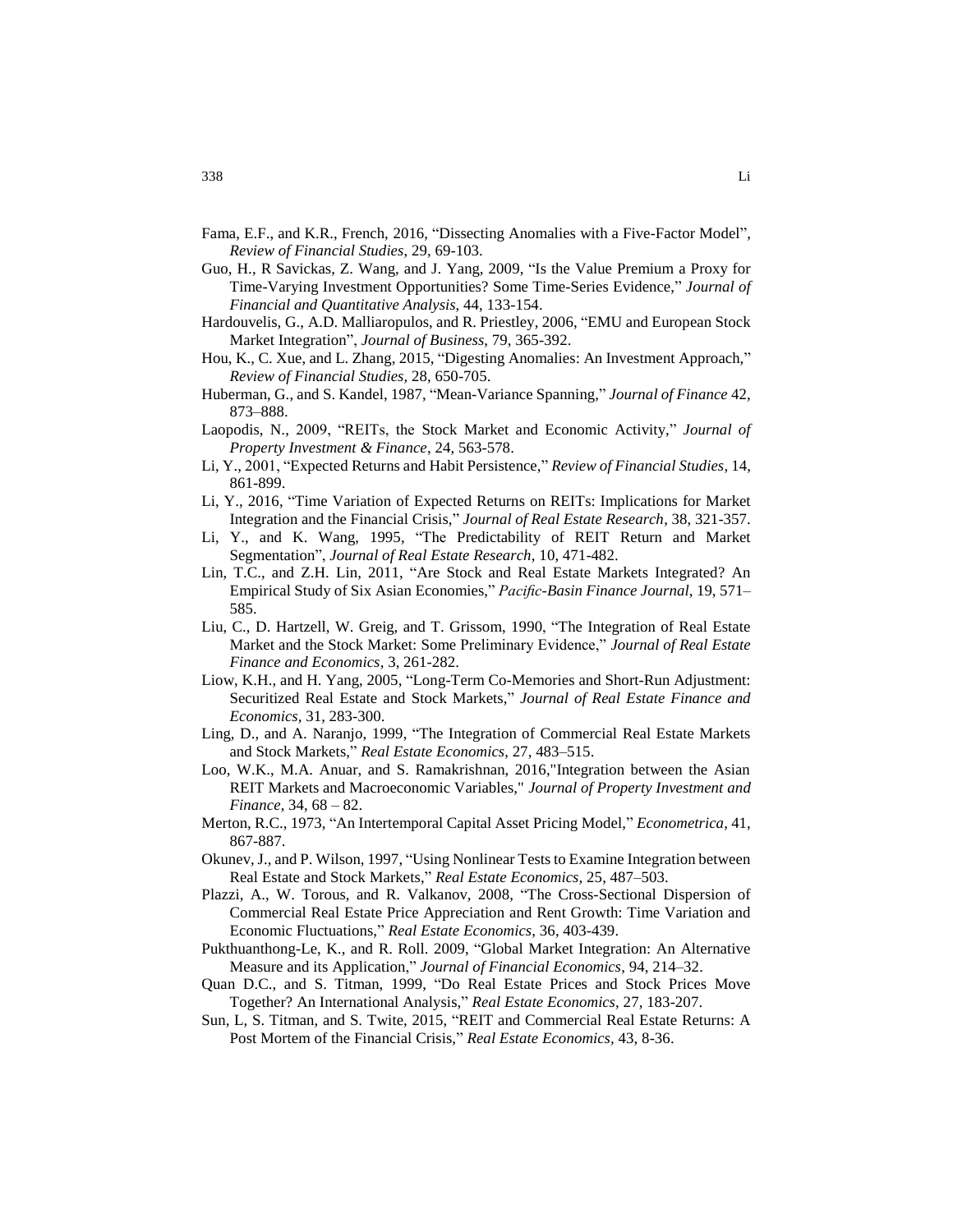Fama, E.F., and K.R., French, 2016, "Dissecting Anomalies with a Five-Factor Model", *Review of Financial Studies*, 29, 69-103.

Guo, H., R Savickas, Z. Wang, and J. Yang, 2009, "Is the Value Premium a Proxy for Time-Varying Investment Opportunities? Some Time-Series Evidence," *Journal of Financial and Quantitative Analysis*, 44, 133-154.

Hardouvelis, G., A.D. Malliaropulos, and R. Priestley, 2006, "EMU and European Stock Market Integration", *Journal of Business*, 79, 365-392.

Hou, K., C. Xue, and L. Zhang, 2015, "Digesting Anomalies: An Investment Approach," *Review of Financial Studies*, 28, 650-705.

Huberman, G., and S. Kandel, 1987, "Mean-Variance Spanning," *Journal of Finance* 42, 873–888.

Laopodis, N., 2009, "REITs, the Stock Market and Economic Activity," *Journal of Property Investment & Finance*, 24, 563-578.

Li, Y., 2001, "Expected Returns and Habit Persistence," *Review of Financial Studies*, 14, 861-899.

Li, Y., 2016, "Time Variation of Expected Returns on REITs: Implications for Market Integration and the Financial Crisis," *Journal of Real Estate Research*, 38, 321-357.

Li, Y., and K. Wang, 1995, "The Predictability of REIT Return and Market Segmentation", *Journal of Real Estate Research*, 10, 471-482.

Lin, T.C., and Z.H. Lin, 2011, "Are Stock and Real Estate Markets Integrated? An Empirical Study of Six Asian Economies," *Pacific-Basin Finance Journal*, 19, 571–585.

Liu, C., D. Hartzell, W. Greig, and T. Grissom, 1990, "The Integration of Real Estate Market and the Stock Market: Some Preliminary Evidence," *Journal of Real Estate Finance and Economics*, 3, 261-282.

Liow, K.H., and H. Yang, 2005, "Long-Term Co-Memories and Short-Run Adjustment: Securitized Real Estate and Stock Markets," *Journal of Real Estate Finance and Economics*, 31, 283-300.

Ling, D., and A. Naranjo, 1999, "The Integration of Commercial Real Estate Markets and Stock Markets," *Real Estate Economics*, 27, 483–515.

Loo, W.K., M.A. Anuar, and S. Ramakrishnan, 2016,"Integration between the Asian REIT Markets and Macroeconomic Variables," *Journal of Property Investment and Finance*, 34, 68 – 82.

Merton, R.C., 1973, "An Intertemporal Capital Asset Pricing Model," *Econometrica*, 41, 867-887.

Okunev, J., and P. Wilson, 1997, "Using Nonlinear Tests to Examine Integration between Real Estate and Stock Markets," *Real Estate Economics*, 25, 487–503.

Plazzi, A., W. Torous, and R. Valkanov, 2008, "The Cross-Sectional Dispersion of Commercial Real Estate Price Appreciation and Rent Growth: Time Variation and Economic Fluctuations," *Real Estate Economics*, 36, 403-439.

Pukthuanthong-Le, K., and R. Roll. 2009, "Global Market Integration: An Alternative Measure and its Application," *Journal of Financial Economics*, 94, 214–32.

Quan D.C., and S. Titman, 1999, "Do Real Estate Prices and Stock Prices Move Together? An International Analysis," *Real Estate Economics*, 27, 183-207.

Sun, L, S. Titman, and S. Twite, 2015, "REIT and Commercial Real Estate Returns: A Post Mortem of the Financial Crisis," *Real Estate Economics*, 43, 8-36.